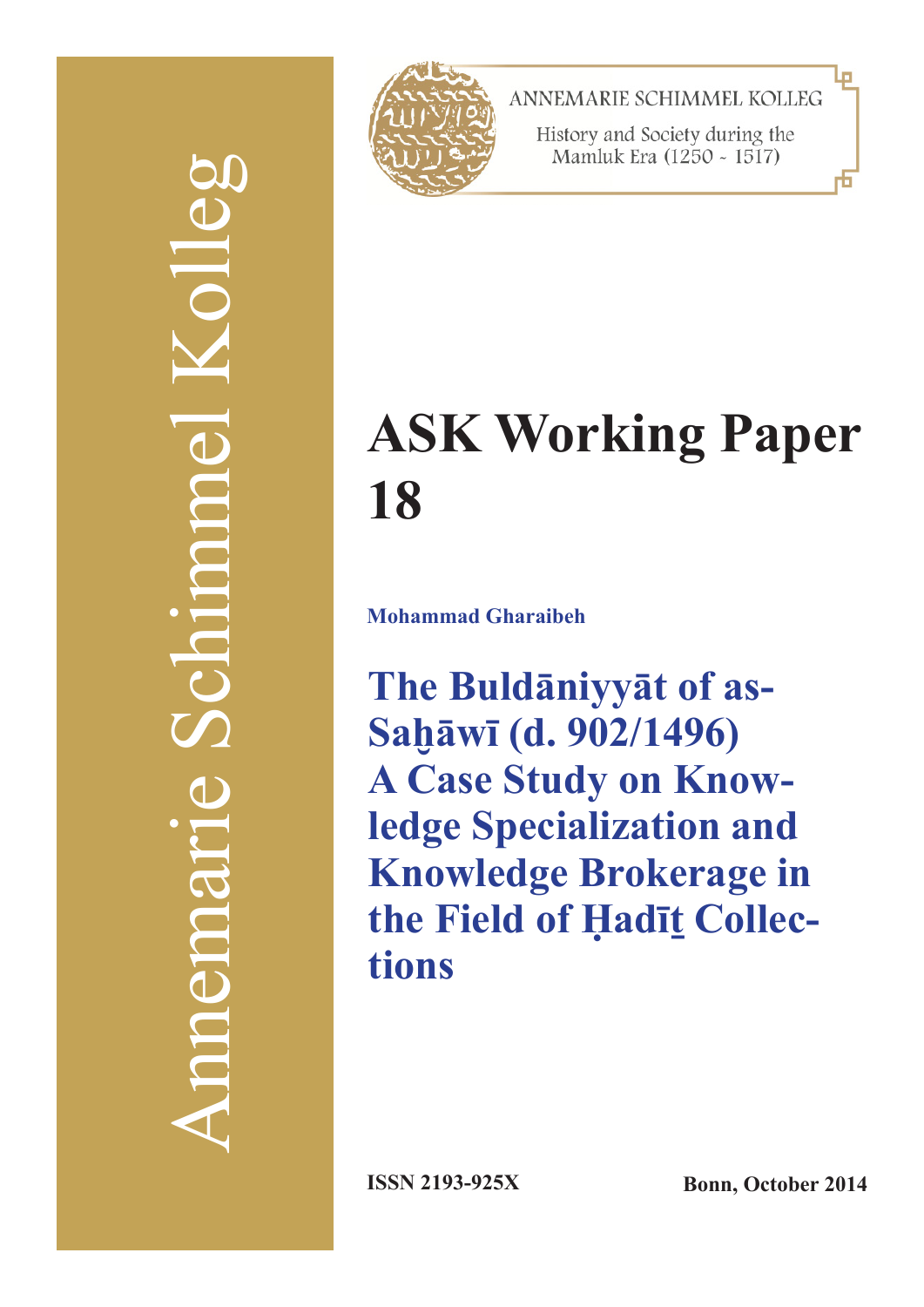Annemarie Schimmel Kolleg

ANNEMARIE SCHIMMEL KOLLEG

History and Society during the Mamluk Era (1250 - 1517)

# ASK Working Paper 18

**Mohammad Gharaibeh**

## The Buldāniyyāt of as-Saḫāwī (d. 902/1496) A Case Study on Knowledge Specialization and Knowledge Brokerage in the Field of Ḥadīṯ Collections

**ISSN 2193-925X**

**Bonn, October 2014**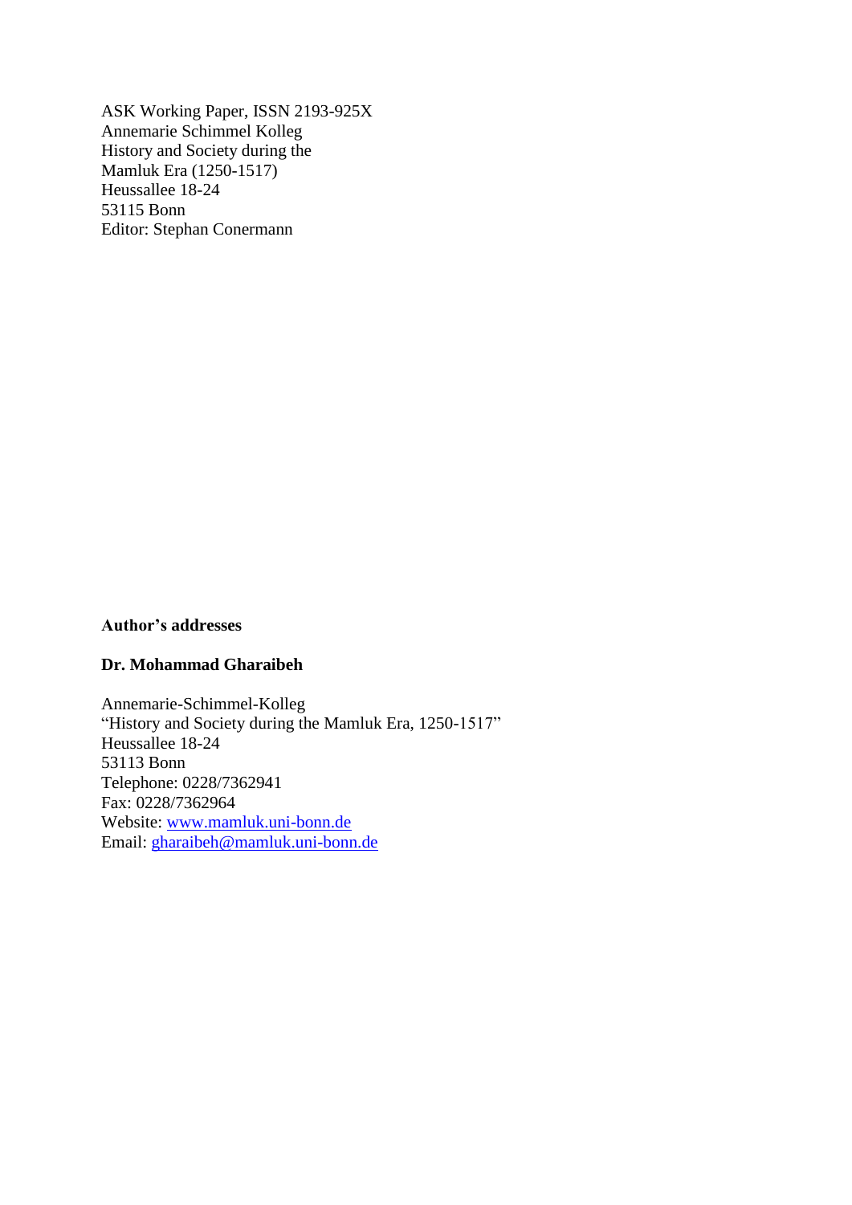ASK Working Paper, ISSN 2193-925X
Annemarie Schimmel Kolleg
History and Society during the
Mamluk Era (1250-1517)
Heussallee 18-24
53115 Bonn
Editor: Stephan Conermann

**Author's addresses**

**Dr. Mohammad Gharaibeh**

Annemarie-Schimmel-Kolleg
"History and Society during the Mamluk Era, 1250-1517"
Heussallee 18-24
53113 Bonn
Telephone: 0228/7362941
Fax: 0228/7362964
Website: www.mamluk.uni-bonn.de
Email: gharaibeh@mamluk.uni-bonn.de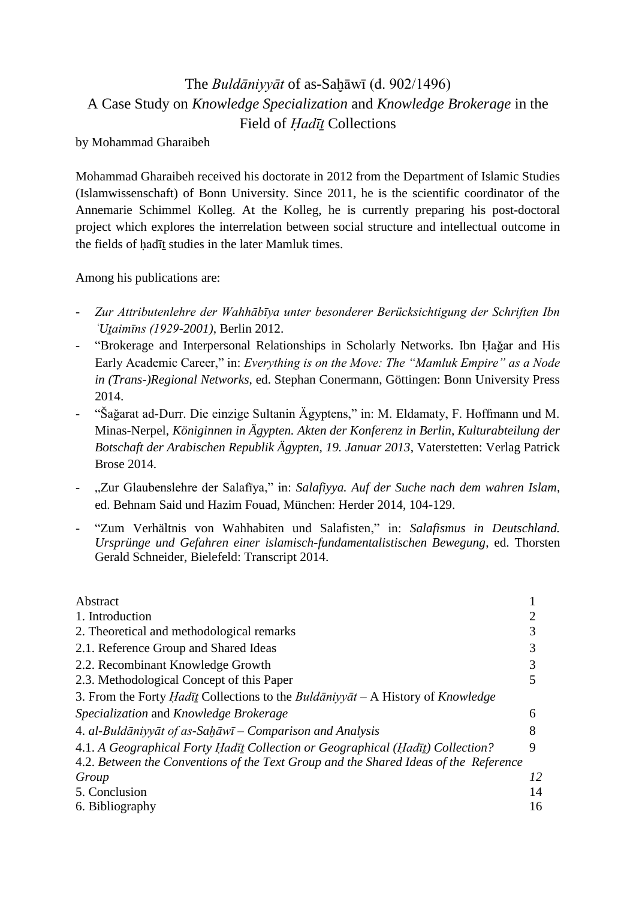# The *Buldāniyyāt* of as-Saḫāwī (d. 902/1496)
# A Case Study on *Knowledge Specialization* and *Knowledge Brokerage* in the Field of *Ḥadīṯ* Collections

by Mohammad Gharaibeh

Mohammad Gharaibeh received his doctorate in 2012 from the Department of Islamic Studies (Islamwissenschaft) of Bonn University. Since 2011, he is the scientific coordinator of the Annemarie Schimmel Kolleg. At the Kolleg, he is currently preparing his post-doctoral project which explores the interrelation between social structure and intellectual outcome in the fields of ḥadīṯ studies in the later Mamluk times.

Among his publications are:

- *Zur Attributenlehre der Wahhābīya unter besonderer Berücksichtigung der Schriften Ibn ʿUṯaimīns (1929-2001)*, Berlin 2012.
- "Brokerage and Interpersonal Relationships in Scholarly Networks. Ibn Ḥaǧar and His Early Academic Career," in: *Everything is on the Move: The "Mamluk Empire" as a Node in (Trans-)Regional Networks*, ed. Stephan Conermann, Göttingen: Bonn University Press 2014.
- "Šaǧarat ad-Durr. Die einzige Sultanin Ägyptens," in: M. Eldamaty, F. Hoffmann und M. Minas-Nerpel, *Königinnen in Ägypten. Akten der Konferenz in Berlin, Kulturabteilung der Botschaft der Arabischen Republik Ägypten, 19. Januar 2013*, Vaterstetten: Verlag Patrick Brose 2014.
- „Zur Glaubenslehre der Salafīya," in: *Salafiyya. Auf der Suche nach dem wahren Islam*, ed. Behnam Said und Hazim Fouad, München: Herder 2014, 104-129.
- "Zum Verhältnis von Wahhabiten und Salafisten," in: *Salafismus in Deutschland. Ursprünge und Gefahren einer islamisch-fundamentalistischen Bewegung*, ed. Thorsten Gerald Schneider, Bielefeld: Transcript 2014.

| | |
|---|---|
| Abstract | 1 |
| 1. Introduction | 2 |
| 2. Theoretical and methodological remarks | 3 |
| 2.1. Reference Group and Shared Ideas | 3 |
| 2.2. Recombinant Knowledge Growth | 3 |
| 2.3. Methodological Concept of this Paper | 5 |
| 3. From the Forty *Ḥadīṯ* Collections to the *Buldāniyyāt* – A History of *Knowledge Specialization* and *Knowledge Brokerage* | 6 |
| 4. *al-Buldāniyyāt of as-Saḫāwī – Comparison and Analysis* | 8 |
| 4.1. *A Geographical Forty Ḥadīṯ Collection or Geographical (Ḥadīṯ) Collection?* | 9 |
| 4.2. *Between the Conventions of the Text Group and the Shared Ideas of the Reference Group* | *12* |
| 5. Conclusion | 14 |
| 6. Bibliography | 16 |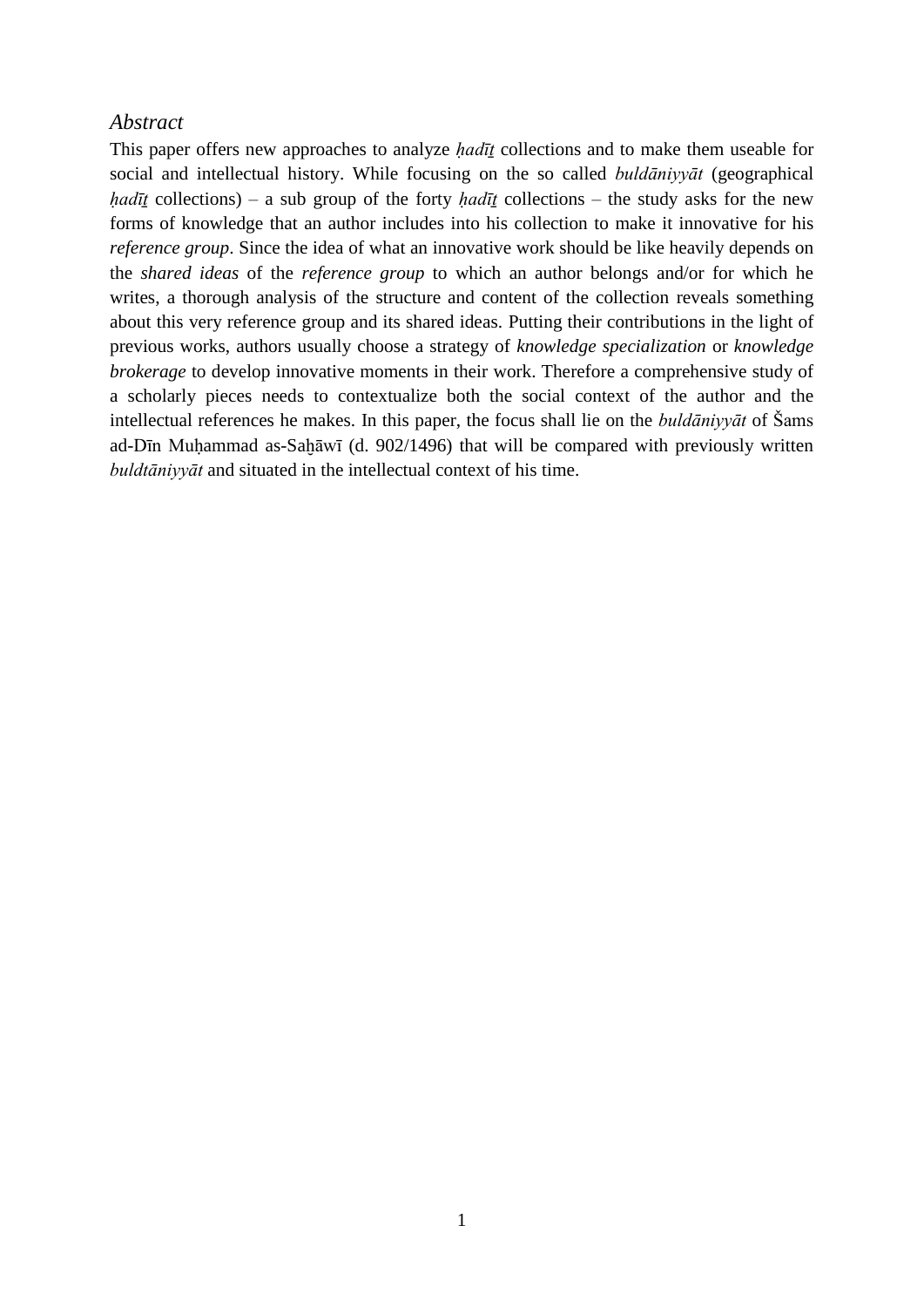*Abstract*

This paper offers new approaches to analyze *ḥadīṯ* collections and to make them useable for social and intellectual history. While focusing on the so called *buldāniyyāt* (geographical *ḥadīṯ* collections) – a sub group of the forty *ḥadīṯ* collections – the study asks for the new forms of knowledge that an author includes into his collection to make it innovative for his *reference group*. Since the idea of what an innovative work should be like heavily depends on the *shared ideas* of the *reference group* to which an author belongs and/or for which he writes, a thorough analysis of the structure and content of the collection reveals something about this very reference group and its shared ideas. Putting their contributions in the light of previous works, authors usually choose a strategy of *knowledge specialization* or *knowledge brokerage* to develop innovative moments in their work. Therefore a comprehensive study of a scholarly pieces needs to contextualize both the social context of the author and the intellectual references he makes. In this paper, the focus shall lie on the *buldāniyyāt* of Šams ad-Dīn Muḥammad as-Saḫāwī (d. 902/1496) that will be compared with previously written *buldtāniyyāt* and situated in the intellectual context of his time.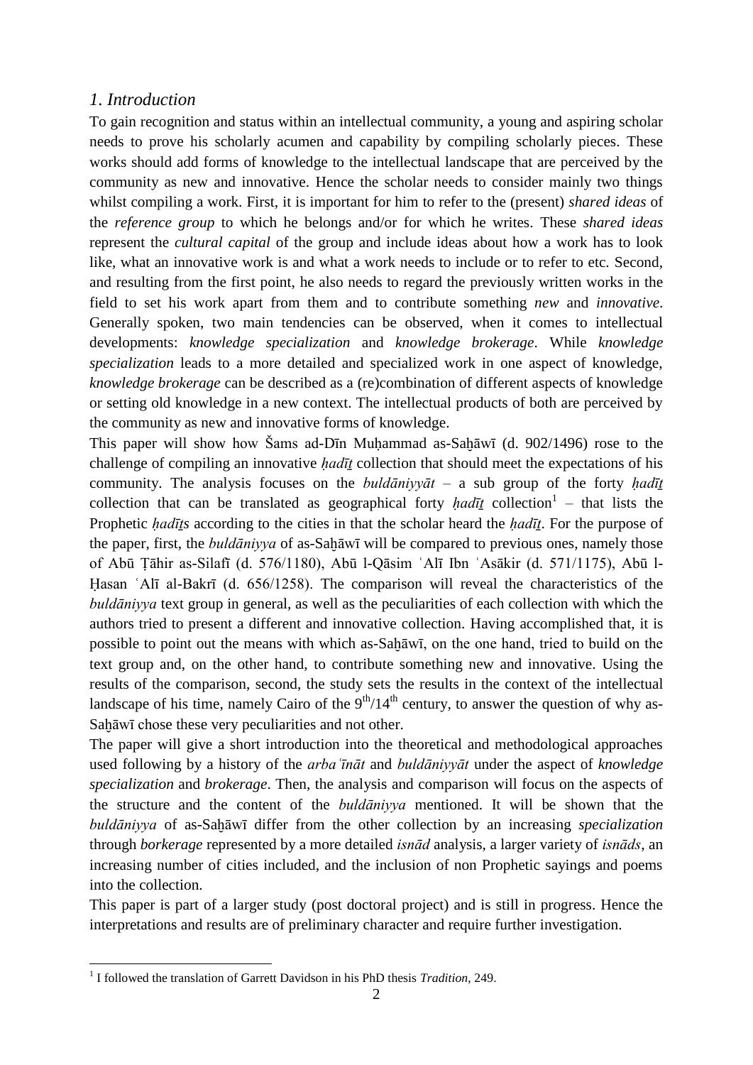## *1. Introduction*

To gain recognition and status within an intellectual community, a young and aspiring scholar needs to prove his scholarly acumen and capability by compiling scholarly pieces. These works should add forms of knowledge to the intellectual landscape that are perceived by the community as new and innovative. Hence the scholar needs to consider mainly two things whilst compiling a work. First, it is important for him to refer to the (present) *shared ideas* of the *reference group* to which he belongs and/or for which he writes. These *shared ideas* represent the *cultural capital* of the group and include ideas about how a work has to look like, what an innovative work is and what a work needs to include or to refer to etc. Second, and resulting from the first point, he also needs to regard the previously written works in the field to set his work apart from them and to contribute something *new* and *innovative*. Generally spoken, two main tendencies can be observed, when it comes to intellectual developments: *knowledge specialization* and *knowledge brokerage*. While *knowledge specialization* leads to a more detailed and specialized work in one aspect of knowledge, *knowledge brokerage* can be described as a (re)combination of different aspects of knowledge or setting old knowledge in a new context. The intellectual products of both are perceived by the community as new and innovative forms of knowledge.

This paper will show how Šams ad-Dīn Muḥammad as-Saḫāwī (d. 902/1496) rose to the challenge of compiling an innovative *ḥadīṯ* collection that should meet the expectations of his community. The analysis focuses on the *buldāniyyāt* – a sub group of the forty *ḥadīṯ* collection that can be translated as geographical forty *ḥadīṯ* collection[1] – that lists the Prophetic *ḥadīṯs* according to the cities in that the scholar heard the *ḥadīṯ*. For the purpose of the paper, first, the *buldāniyya* of as-Saḫāwī will be compared to previous ones, namely those of Abū Ṭāhir as-Silafī (d. 576/1180), Abū l-Qāsim ʿAlī Ibn ʿAsākir (d. 571/1175), Abū l-Ḥasan ʿAlī al-Bakrī (d. 656/1258). The comparison will reveal the characteristics of the *buldāniyya* text group in general, as well as the peculiarities of each collection with which the authors tried to present a different and innovative collection. Having accomplished that, it is possible to point out the means with which as-Saḫāwī, on the one hand, tried to build on the text group and, on the other hand, to contribute something new and innovative. Using the results of the comparison, second, the study sets the results in the context of the intellectual landscape of his time, namely Cairo of the $9^{th}/14^{th}$ century, to answer the question of why as-Saḫāwī chose these very peculiarities and not other.

The paper will give a short introduction into the theoretical and methodological approaches used following by a history of the *arbaʿīnāt* and *buldāniyyāt* under the aspect of *knowledge specialization* and *brokerage*. Then, the analysis and comparison will focus on the aspects of the structure and the content of the *buldāniyya* mentioned. It will be shown that the *buldāniyya* of as-Saḫāwī differ from the other collection by an increasing *specialization* through *borkerage* represented by a more detailed *isnād* analysis, a larger variety of *isnāds*, an increasing number of cities included, and the inclusion of non Prophetic sayings and poems into the collection.

This paper is part of a larger study (post doctoral project) and is still in progress. Hence the interpretations and results are of preliminary character and require further investigation.

---

[1] I followed the translation of Garrett Davidson in his PhD thesis *Tradition*, 249.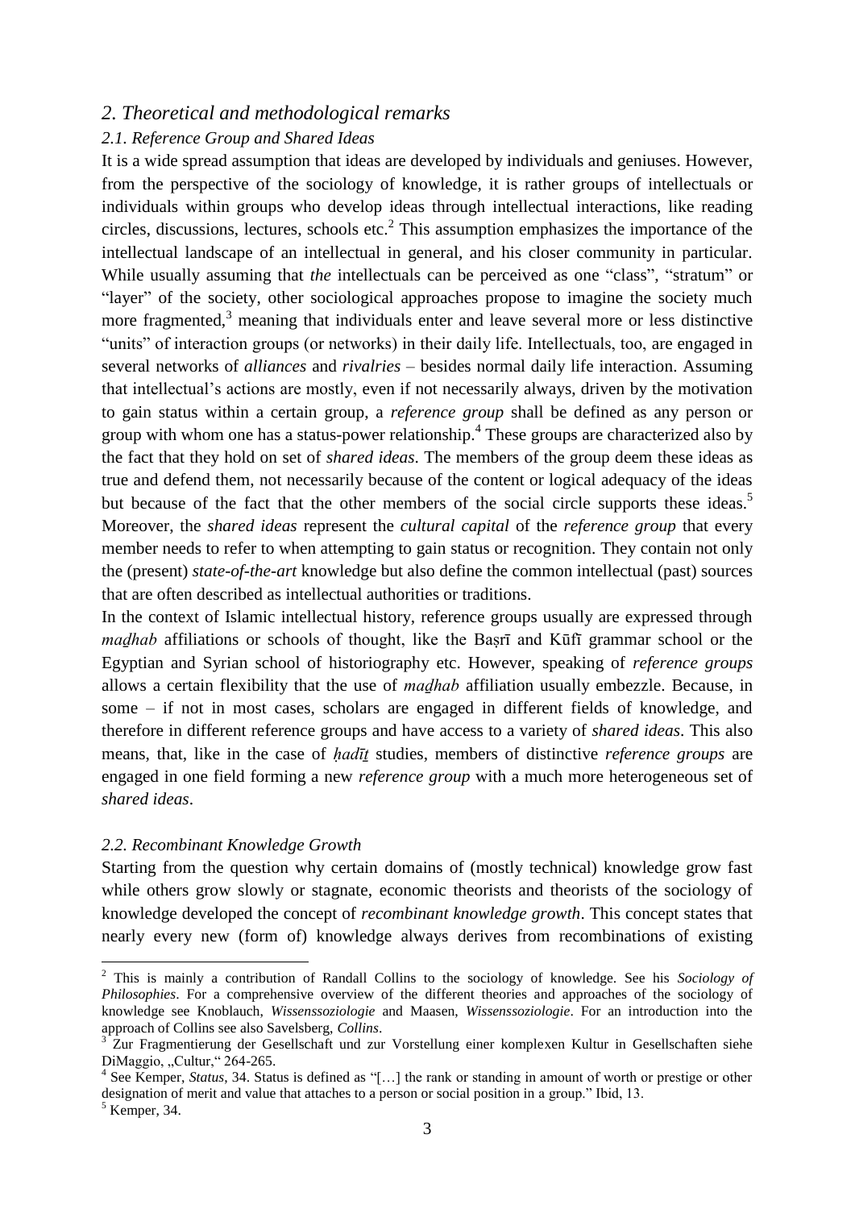## *2. Theoretical and methodological remarks*

### *2.1. Reference Group and Shared Ideas*

It is a wide spread assumption that ideas are developed by individuals and geniuses. However, from the perspective of the sociology of knowledge, it is rather groups of intellectuals or individuals within groups who develop ideas through intellectual interactions, like reading circles, discussions, lectures, schools etc.[2] This assumption emphasizes the importance of the intellectual landscape of an intellectual in general, and his closer community in particular. While usually assuming that *the* intellectuals can be perceived as one "class", "stratum" or "layer" of the society, other sociological approaches propose to imagine the society much more fragmented,[3] meaning that individuals enter and leave several more or less distinctive "units" of interaction groups (or networks) in their daily life. Intellectuals, too, are engaged in several networks of *alliances* and *rivalries* – besides normal daily life interaction. Assuming that intellectual's actions are mostly, even if not necessarily always, driven by the motivation to gain status within a certain group, a *reference group* shall be defined as any person or group with whom one has a status-power relationship.[4] These groups are characterized also by the fact that they hold on set of *shared ideas*. The members of the group deem these ideas as true and defend them, not necessarily because of the content or logical adequacy of the ideas but because of the fact that the other members of the social circle supports these ideas.[5] Moreover, the *shared ideas* represent the *cultural capital* of the *reference group* that every member needs to refer to when attempting to gain status or recognition. They contain not only the (present) *state-of-the-art* knowledge but also define the common intellectual (past) sources that are often described as intellectual authorities or traditions.

In the context of Islamic intellectual history, reference groups usually are expressed through *maḏhab* affiliations or schools of thought, like the Baṣrī and Kūfī grammar school or the Egyptian and Syrian school of historiography etc. However, speaking of *reference groups* allows a certain flexibility that the use of *maḏhab* affiliation usually embezzle. Because, in some – if not in most cases, scholars are engaged in different fields of knowledge, and therefore in different reference groups and have access to a variety of *shared ideas*. This also means, that, like in the case of *ḥadīṯ* studies, members of distinctive *reference groups* are engaged in one field forming a new *reference group* with a much more heterogeneous set of *shared ideas*.

### *2.2. Recombinant Knowledge Growth*

Starting from the question why certain domains of (mostly technical) knowledge grow fast while others grow slowly or stagnate, economic theorists and theorists of the sociology of knowledge developed the concept of *recombinant knowledge growth*. This concept states that nearly every new (form of) knowledge always derives from recombinations of existing

---

[2] This is mainly a contribution of Randall Collins to the sociology of knowledge. See his *Sociology of Philosophies*. For a comprehensive overview of the different theories and approaches of the sociology of knowledge see Knoblauch, *Wissenssoziologie* and Maasen, *Wissenssoziologie*. For an introduction into the approach of Collins see also Savelsberg, *Collins*.

[3] Zur Fragmentierung der Gesellschaft und zur Vorstellung einer komplexen Kultur in Gesellschaften siehe DiMaggio, „Cultur," 264-265.

[4] See Kemper, *Status*, 34. Status is defined as "[…] the rank or standing in amount of worth or prestige or other designation of merit and value that attaches to a person or social position in a group." Ibid, 13.

[5] Kemper, 34.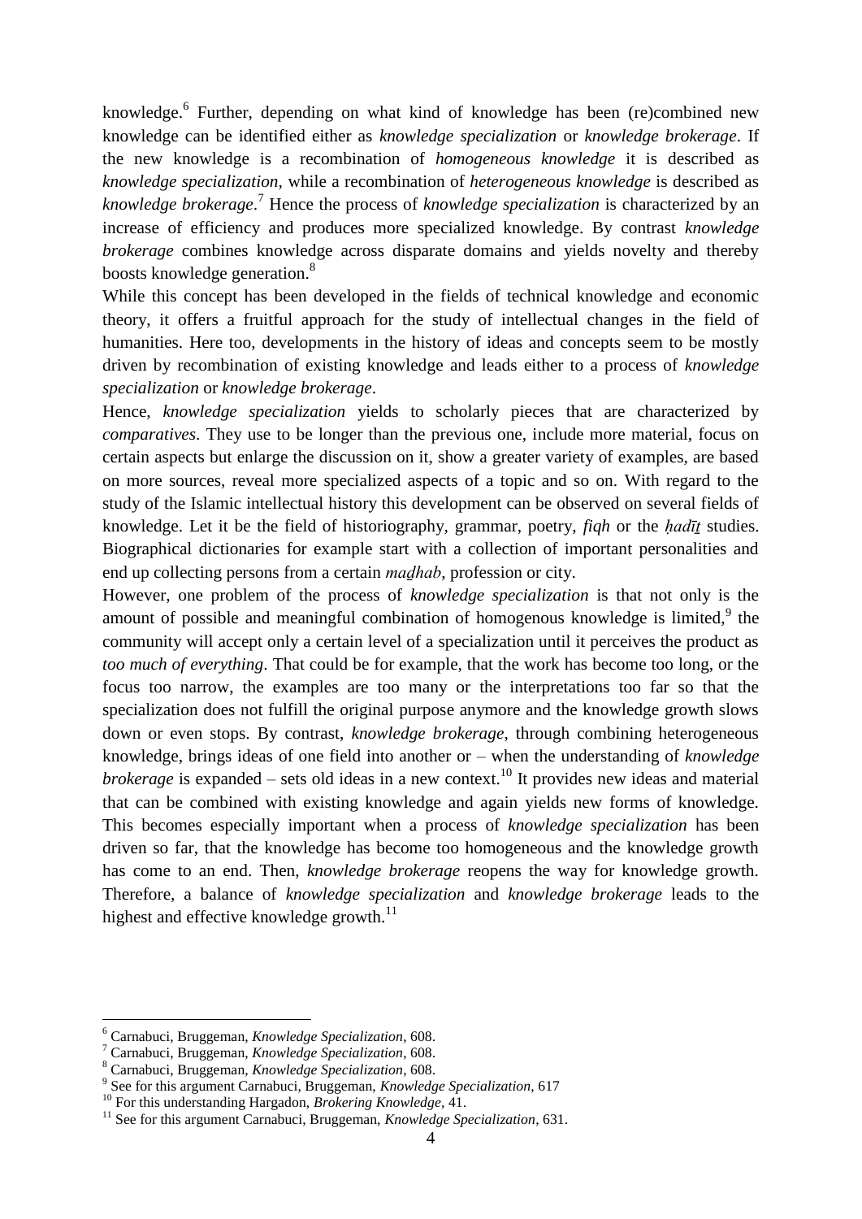knowledge.[6] Further, depending on what kind of knowledge has been (re)combined new knowledge can be identified either as *knowledge specialization* or *knowledge brokerage*. If the new knowledge is a recombination of *homogeneous knowledge* it is described as *knowledge specialization*, while a recombination of *heterogeneous knowledge* is described as *knowledge brokerage*.[7] Hence the process of *knowledge specialization* is characterized by an increase of efficiency and produces more specialized knowledge. By contrast *knowledge brokerage* combines knowledge across disparate domains and yields novelty and thereby boosts knowledge generation.[8]

While this concept has been developed in the fields of technical knowledge and economic theory, it offers a fruitful approach for the study of intellectual changes in the field of humanities. Here too, developments in the history of ideas and concepts seem to be mostly driven by recombination of existing knowledge and leads either to a process of *knowledge specialization* or *knowledge brokerage*.

Hence, *knowledge specialization* yields to scholarly pieces that are characterized by *comparatives*. They use to be longer than the previous one, include more material, focus on certain aspects but enlarge the discussion on it, show a greater variety of examples, are based on more sources, reveal more specialized aspects of a topic and so on. With regard to the study of the Islamic intellectual history this development can be observed on several fields of knowledge. Let it be the field of historiography, grammar, poetry, *fiqh* or the *ḥadīṯ* studies. Biographical dictionaries for example start with a collection of important personalities and end up collecting persons from a certain *maḏhab*, profession or city.

However, one problem of the process of *knowledge specialization* is that not only is the amount of possible and meaningful combination of homogenous knowledge is limited,[9] the community will accept only a certain level of a specialization until it perceives the product as *too much of everything*. That could be for example, that the work has become too long, or the focus too narrow, the examples are too many or the interpretations too far so that the specialization does not fulfill the original purpose anymore and the knowledge growth slows down or even stops. By contrast, *knowledge brokerage*, through combining heterogeneous knowledge, brings ideas of one field into another or – when the understanding of *knowledge brokerage* is expanded – sets old ideas in a new context.[10] It provides new ideas and material that can be combined with existing knowledge and again yields new forms of knowledge. This becomes especially important when a process of *knowledge specialization* has been driven so far, that the knowledge has become too homogeneous and the knowledge growth has come to an end. Then, *knowledge brokerage* reopens the way for knowledge growth. Therefore, a balance of *knowledge specialization* and *knowledge brokerage* leads to the highest and effective knowledge growth.[11]

---

[6] Carnabuci, Bruggeman, *Knowledge Specialization*, 608.

[7] Carnabuci, Bruggeman, *Knowledge Specialization*, 608.

[8] Carnabuci, Bruggeman, *Knowledge Specialization*, 608.

[9] See for this argument Carnabuci, Bruggeman, *Knowledge Specialization*, 617

[10] For this understanding Hargadon, *Brokering Knowledge*, 41.

[11] See for this argument Carnabuci, Bruggeman, *Knowledge Specialization*, 631.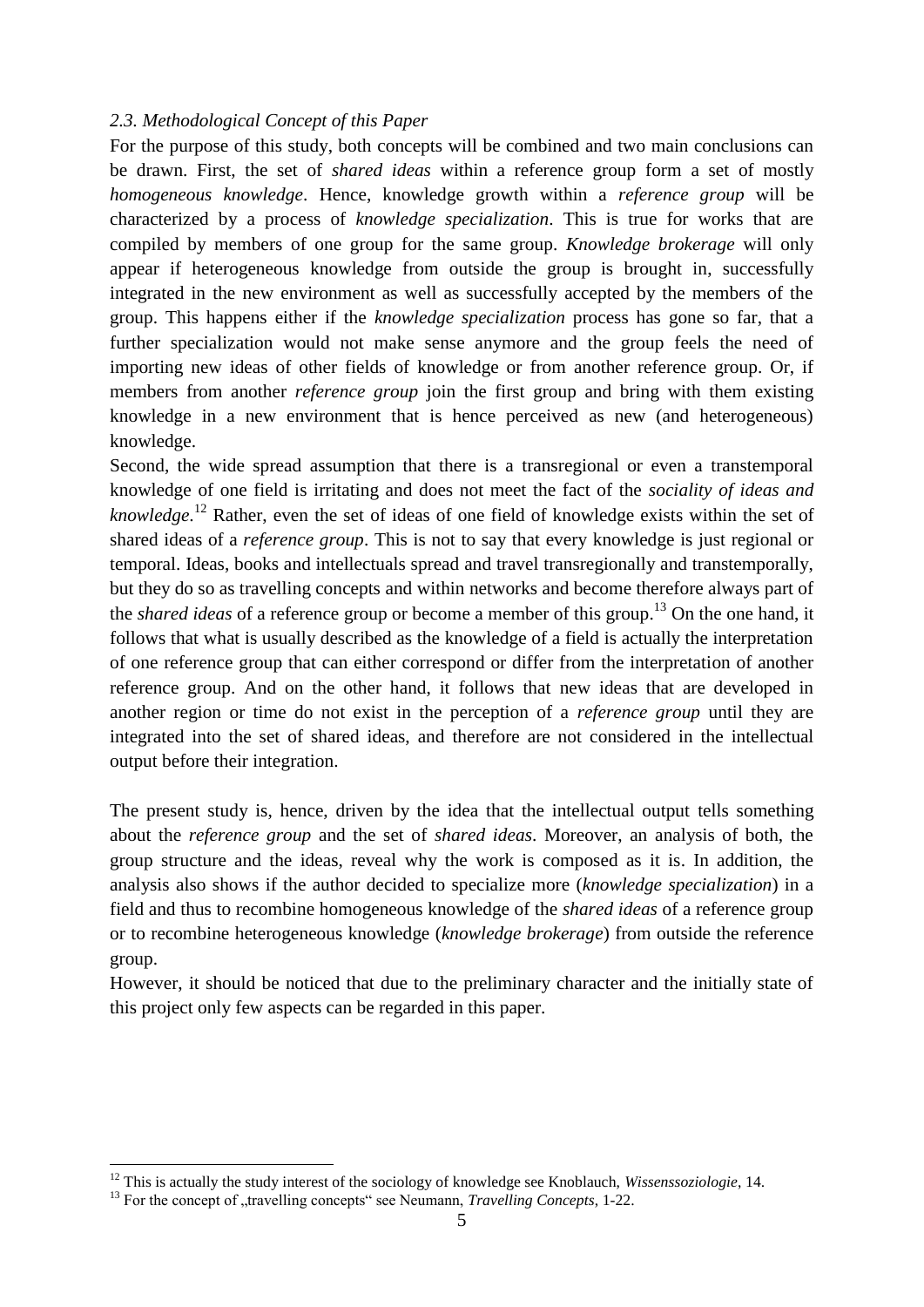*2.3. Methodological Concept of this Paper*

For the purpose of this study, both concepts will be combined and two main conclusions can be drawn. First, the set of *shared ideas* within a reference group form a set of mostly *homogeneous knowledge*. Hence, knowledge growth within a *reference group* will be characterized by a process of *knowledge specialization*. This is true for works that are compiled by members of one group for the same group. *Knowledge brokerage* will only appear if heterogeneous knowledge from outside the group is brought in, successfully integrated in the new environment as well as successfully accepted by the members of the group. This happens either if the *knowledge specialization* process has gone so far, that a further specialization would not make sense anymore and the group feels the need of importing new ideas of other fields of knowledge or from another reference group. Or, if members from another *reference group* join the first group and bring with them existing knowledge in a new environment that is hence perceived as new (and heterogeneous) knowledge.

Second, the wide spread assumption that there is a transregional or even a transtemporal knowledge of one field is irritating and does not meet the fact of the *sociality of ideas and knowledge*.[12] Rather, even the set of ideas of one field of knowledge exists within the set of shared ideas of a *reference group*. This is not to say that every knowledge is just regional or temporal. Ideas, books and intellectuals spread and travel transregionally and transtemporally, but they do so as travelling concepts and within networks and become therefore always part of the *shared ideas* of a reference group or become a member of this group.[13] On the one hand, it follows that what is usually described as the knowledge of a field is actually the interpretation of one reference group that can either correspond or differ from the interpretation of another reference group. And on the other hand, it follows that new ideas that are developed in another region or time do not exist in the perception of a *reference group* until they are integrated into the set of shared ideas, and therefore are not considered in the intellectual output before their integration.

The present study is, hence, driven by the idea that the intellectual output tells something about the *reference group* and the set of *shared ideas*. Moreover, an analysis of both, the group structure and the ideas, reveal why the work is composed as it is. In addition, the analysis also shows if the author decided to specialize more (*knowledge specialization*) in a field and thus to recombine homogeneous knowledge of the *shared ideas* of a reference group or to recombine heterogeneous knowledge (*knowledge brokerage*) from outside the reference group.

However, it should be noticed that due to the preliminary character and the initially state of this project only few aspects can be regarded in this paper.

[12] This is actually the study interest of the sociology of knowledge see Knoblauch, *Wissenssoziologie*, 14.

[13] For the concept of „travelling concepts" see Neumann, *Travelling Concepts*, 1-22.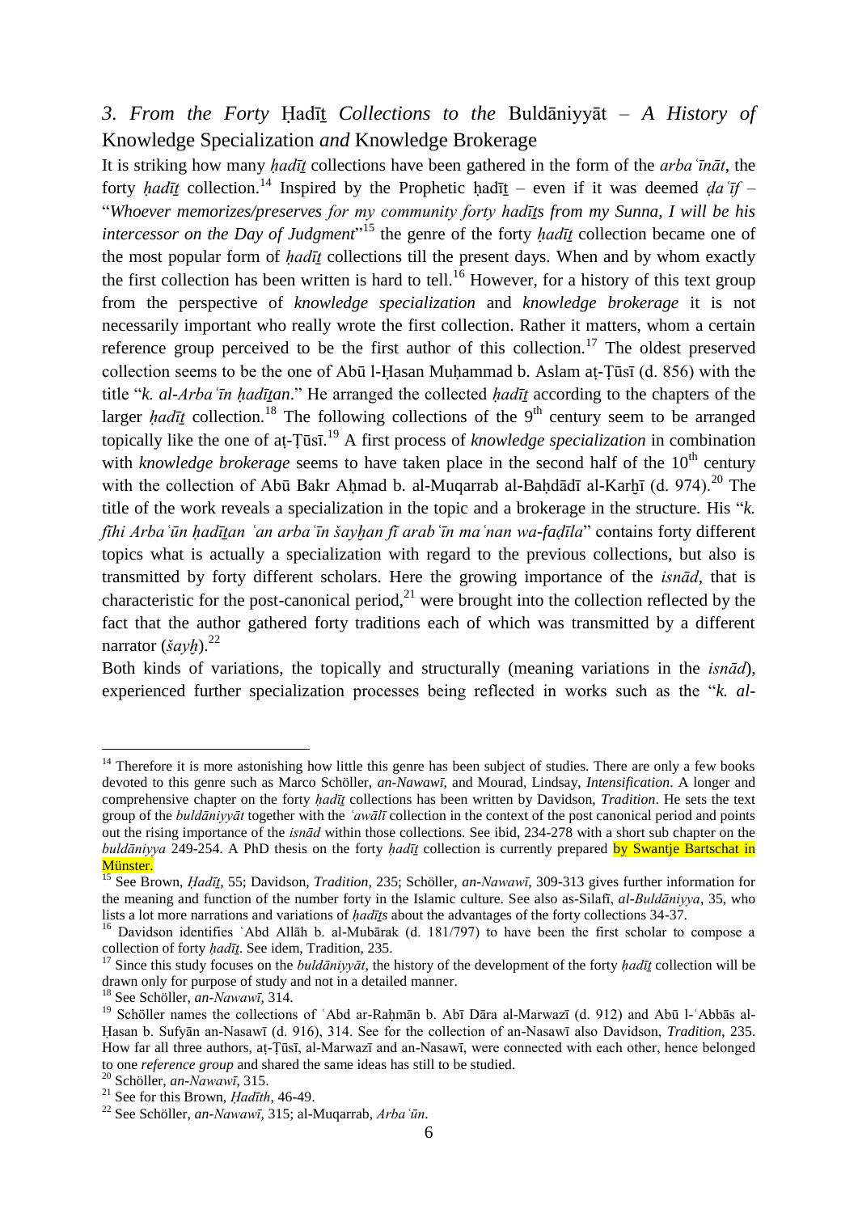## *3. From the Forty* Ḥadīṯ *Collections to the* Buldāniyyāt *– A History of* Knowledge Specialization *and* Knowledge Brokerage

It is striking how many *ḥadīṯ* collections have been gathered in the form of the *arbaʿīnāt*, the forty *ḥadīṯ* collection.[14] Inspired by the Prophetic ḥadīṯ – even if it was deemed *ḍaʿīf* – "*Whoever memorizes/preserves for my community forty hadīṯs from my Sunna, I will be his intercessor on the Day of Judgment*"[15] the genre of the forty *ḥadīṯ* collection became one of the most popular form of *ḥadīṯ* collections till the present days. When and by whom exactly the first collection has been written is hard to tell.[16] However, for a history of this text group from the perspective of *knowledge specialization* and *knowledge brokerage* it is not necessarily important who really wrote the first collection. Rather it matters, whom a certain reference group perceived to be the first author of this collection.[17] The oldest preserved collection seems to be the one of Abū l-Ḥasan Muḥammad b. Aslam aṭ-Ṭūsī (d. 856) with the title "*k. al-Arbaʿīn ḥadīṯan*." He arranged the collected *ḥadīṯ* according to the chapters of the larger *ḥadīṯ* collection.[18] The following collections of the 9th century seem to be arranged topically like the one of aṭ-Ṭūsī.[19] A first process of *knowledge specialization* in combination with *knowledge brokerage* seems to have taken place in the second half of the 10th century with the collection of Abū Bakr Aḥmad b. al-Muqarrab al-Baḥdādī al-Karḫī (d. 974).[20] The title of the work reveals a specialization in the topic and a brokerage in the structure. His "*k. fīhi Arbaʿūn ḥadīṯan ʿan arbaʿīn šayḫan fī arabʿīn maʿnan wa-faḍīla*" contains forty different topics what is actually a specialization with regard to the previous collections, but also is transmitted by forty different scholars. Here the growing importance of the *isnād*, that is characteristic for the post-canonical period,[21] were brought into the collection reflected by the fact that the author gathered forty traditions each of which was transmitted by a different narrator (*šayḫ*).[22]

Both kinds of variations, the topically and structurally (meaning variations in the *isnād*), experienced further specialization processes being reflected in works such as the "*k. al-*

---

[14] Therefore it is more astonishing how little this genre has been subject of studies. There are only a few books devoted to this genre such as Marco Schöller, *an-Nawawī*, and Mourad, Lindsay, *Intensification*. A longer and comprehensive chapter on the forty *ḥadīṯ* collections has been written by Davidson, *Tradition*. He sets the text group of the *buldāniyyāt* together with the *ʿawālī* collection in the context of the post canonical period and points out the rising importance of the *isnād* within those collections. See ibid, 234-278 with a short sub chapter on the *buldāniyya* 249-254. A PhD thesis on the forty *ḥadīṯ* collection is currently prepared by Swantje Bartschat in Münster.

[15] See Brown, *Ḥadīṯ*, 55; Davidson, *Tradition*, 235; Schöller, *an-Nawawī*, 309-313 gives further information for the meaning and function of the number forty in the Islamic culture. See also as-Silafī, *al-Buldāniyya*, 35, who lists a lot more narrations and variations of *ḥadīṯs* about the advantages of the forty collections 34-37.

[16] Davidson identifies ʿAbd Allāh b. al-Mubārak (d. 181/797) to have been the first scholar to compose a collection of forty *ḥadīṯ*. See idem, Tradition, 235.

[17] Since this study focuses on the *buldāniyyāt*, the history of the development of the forty *ḥadīṯ* collection will be drawn only for purpose of study and not in a detailed manner.

[18] See Schöller, *an-Nawawī*, 314.

[19] Schöller names the collections of ʿAbd ar-Raḥmān b. Abī Dāra al-Marwazī (d. 912) and Abū l-ʿAbbās al-Ḥasan b. Sufyān an-Nasawī (d. 916), 314. See for the collection of an-Nasawī also Davidson, *Tradition*, 235. How far all three authors, aṭ-Ṭūsī, al-Marwazī and an-Nasawī, were connected with each other, hence belonged to one *reference group* and shared the same ideas has still to be studied.

[20] Schöller, *an-Nawawī*, 315.

[21] See for this Brown, *Ḥadīth*, 46-49.

[22] See Schöller, *an-Nawawī*, 315; al-Muqarrab, *Arbaʿūn*.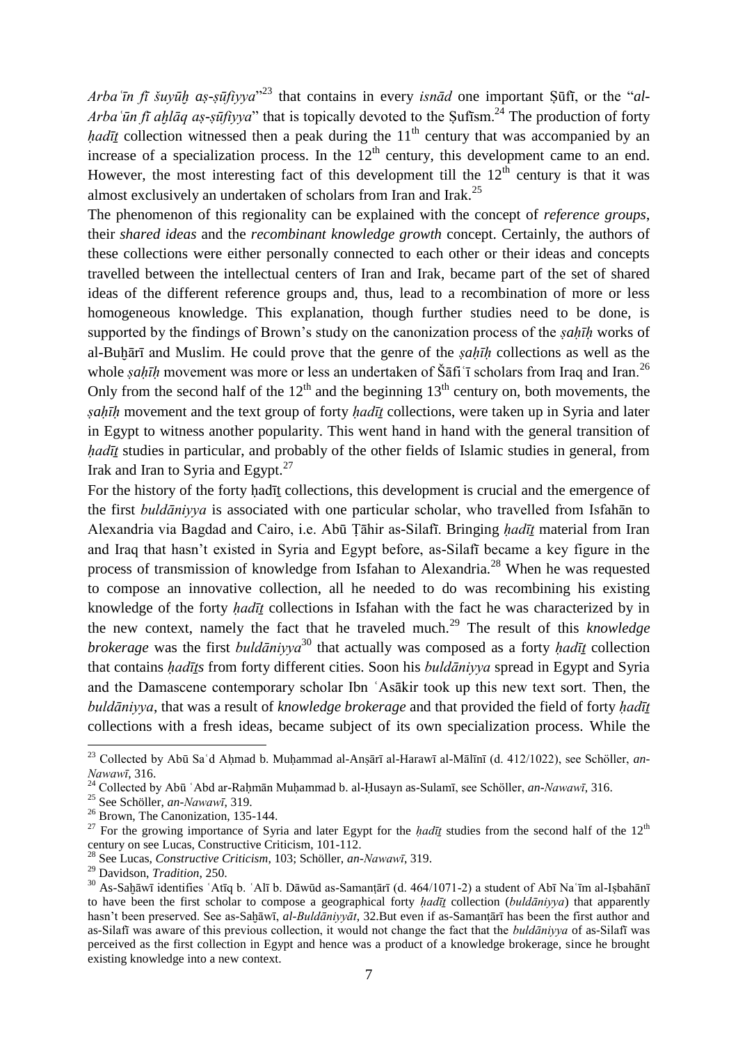*Arbaʿīn fī šuyūḫ aṣ-ṣūfiyya*"[23] that contains in every *isnād* one important Ṣūfī, or the "*al-Arbaʿūn fī aḫlāq aṣ-ṣūfiyya*" that is topically devoted to the Ṣufīsm.[24] The production of forty *ḥadīṯ* collection witnessed then a peak during the 11th century that was accompanied by an increase of a specialization process. In the 12th century, this development came to an end. However, the most interesting fact of this development till the 12th century is that it was almost exclusively an undertaken of scholars from Iran and Irak.[25]

The phenomenon of this regionality can be explained with the concept of *reference groups*, their *shared ideas* and the *recombinant knowledge growth* concept. Certainly, the authors of these collections were either personally connected to each other or their ideas and concepts travelled between the intellectual centers of Iran and Irak, became part of the set of shared ideas of the different reference groups and, thus, lead to a recombination of more or less homogeneous knowledge. This explanation, though further studies need to be done, is supported by the findings of Brown's study on the canonization process of the *ṣaḥīḥ* works of al-Buḫārī and Muslim. He could prove that the genre of the *ṣaḥīḥ* collections as well as the whole *ṣaḥīḥ* movement was more or less an undertaken of Šāfiʿī scholars from Iraq and Iran.[26] Only from the second half of the 12th and the beginning 13th century on, both movements, the *ṣaḥīḥ* movement and the text group of forty *ḥadīṯ* collections, were taken up in Syria and later in Egypt to witness another popularity. This went hand in hand with the general transition of *ḥadīṯ* studies in particular, and probably of the other fields of Islamic studies in general, from Irak and Iran to Syria and Egypt.[27]

For the history of the forty ḥadīṯ collections, this development is crucial and the emergence of the first *buldāniyya* is associated with one particular scholar, who travelled from Isfahān to Alexandria via Bagdad and Cairo, i.e. Abū Ṭāhir as-Silafī. Bringing *ḥadīṯ* material from Iran and Iraq that hasn't existed in Syria and Egypt before, as-Silafī became a key figure in the process of transmission of knowledge from Isfahan to Alexandria.[28] When he was requested to compose an innovative collection, all he needed to do was recombining his existing knowledge of the forty *ḥadīṯ* collections in Isfahan with the fact he was characterized by in the new context, namely the fact that he traveled much.[29] The result of this *knowledge brokerage* was the first *buldāniyya*[30] that actually was composed as a forty *ḥadīṯ* collection that contains *ḥadīṯs* from forty different cities. Soon his *buldāniyya* spread in Egypt and Syria and the Damascene contemporary scholar Ibn ʿAsākir took up this new text sort. Then, the *buldāniyya*, that was a result of *knowledge brokerage* and that provided the field of forty *ḥadīṯ* collections with a fresh ideas, became subject of its own specialization process. While the

---

[23] Collected by Abū Saʿd Aḥmad b. Muḥammad al-Anṣārī al-Harawī al-Mālīnī (d. 412/1022), see Schöller, *an-Nawawī*, 316.

[24] Collected by Abū ʿAbd ar-Raḥmān Muḥammad b. al-Ḥusayn as-Sulamī, see Schöller, *an-Nawawī*, 316.

[25] See Schöller, *an-Nawawī*, 319.

[26] Brown, The Canonization, 135-144.

[27] For the growing importance of Syria and later Egypt for the *ḥadīṯ* studies from the second half of the 12th century on see Lucas, Constructive Criticism, 101-112.

[28] See Lucas, *Constructive Criticism*, 103; Schöller, *an-Nawawī*, 319.

[29] Davidson, *Tradition*, 250.

[30] As-Saḫāwī identifies ʿAtīq b. ʿAlī b. Dāwūd as-Samanṭārī (d. 464/1071-2) a student of Abī Naʿīm al-Iṣbahānī to have been the first scholar to compose a geographical forty *ḥadīṯ* collection (*buldāniyya*) that apparently hasn't been preserved. See as-Saḫāwī, *al-Buldāniyyāt*, 32.But even if as-Samanṭārī has been the first author and as-Silafī was aware of this previous collection, it would not change the fact that the *buldāniyya* of as-Silafī was perceived as the first collection in Egypt and hence was a product of a knowledge brokerage, since he brought existing knowledge into a new context.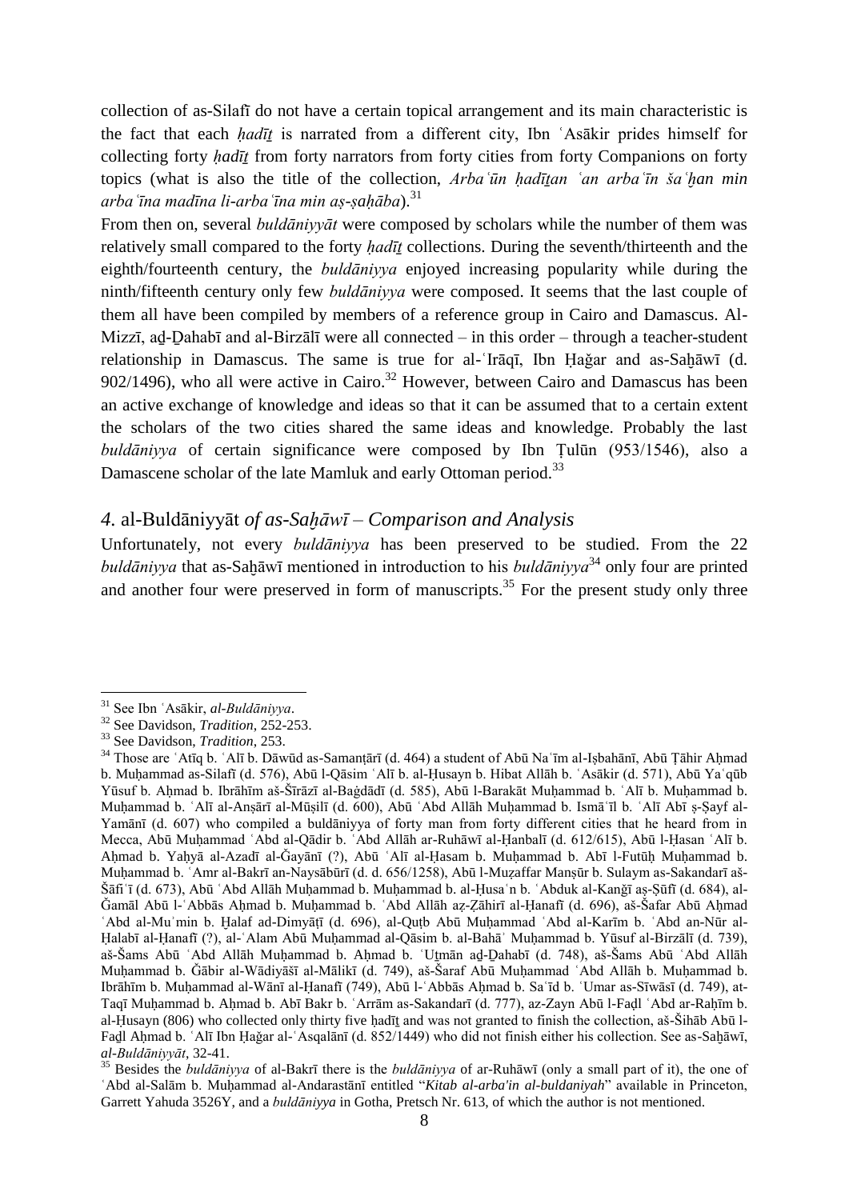collection of as-Silafī do not have a certain topical arrangement and its main characteristic is the fact that each *ḥadīṯ* is narrated from a different city, Ibn ʿAsākir prides himself for collecting forty *ḥadīṯ* from forty narrators from forty cities from forty Companions on forty topics (what is also the title of the collection, *Arbaʿūn ḥadīṯan ʿan arbaʿīn šaʿḫan min arbaʿīna madīna li-arbaʿīna min aṣ-ṣaḥāba*).[31]

From then on, several *buldāniyyāt* were composed by scholars while the number of them was relatively small compared to the forty *ḥadīṯ* collections. During the seventh/thirteenth and the eighth/fourteenth century, the *buldāniyya* enjoyed increasing popularity while during the ninth/fifteenth century only few *buldāniyya* were composed. It seems that the last couple of them all have been compiled by members of a reference group in Cairo and Damascus. Al-Mizzī, aḏ-Ḏahabī and al-Birzālī were all connected – in this order – through a teacher-student relationship in Damascus. The same is true for al-ʿIrāqī, Ibn Ḥaǧar and as-Saḫāwī (d. 902/1496), who all were active in Cairo.[32] However, between Cairo and Damascus has been an active exchange of knowledge and ideas so that it can be assumed that to a certain extent the scholars of the two cities shared the same ideas and knowledge. Probably the last *buldāniyya* of certain significance were composed by Ibn Ṭulūn (953/1546), also a Damascene scholar of the late Mamluk and early Ottoman period.[33]

## *4.* al-Buldāniyyāt *of as-Saḫāwī – Comparison and Analysis*

Unfortunately, not every *buldāniyya* has been preserved to be studied. From the 22 *buldāniyya* that as-Saḫāwī mentioned in introduction to his *buldāniyya*[34] only four are printed and another four were preserved in form of manuscripts.[35] For the present study only three

---

[31] See Ibn ʿAsākir, *al-Buldāniyya*.

[32] See Davidson, *Tradition*, 252-253.

[33] See Davidson, *Tradition*, 253.

[34] Those are ʿAtīq b. ʿAlī b. Dāwūd as-Samanṭārī (d. 464) a student of Abū Naʿīm al-Iṣbahānī, Abū Ṭāhir Aḥmad b. Muḥammad as-Silafī (d. 576), Abū l-Qāsim ʿAlī b. al-Ḥusayn b. Hibat Allāh b. ʿAsākir (d. 571), Abū Yaʿqūb Yūsuf b. Aḥmad b. Ibrāhīm aš-Šīrāzī al-Baġdādī (d. 585), Abū l-Barakāt Muḥammad b. ʿAlī b. Muḥammad b. Muḥammad b. ʿAlī al-Anṣārī al-Mūṣilī (d. 600), Abū ʿAbd Allāh Muḥammad b. Ismāʿīl b. ʿAlī Abī ṣ-Ṣayf al-Yamānī (d. 607) who compiled a buldāniyya of forty man from forty different cities that he heard from in Mecca, Abū Muḥammad ʿAbd al-Qādir b. ʿAbd Allāh ar-Ruhāwī al-Ḥanbalī (d. 612/615), Abū l-Ḥasan ʿAlī b. Aḥmad b. Yaḥyā al-Azadī al-Ǧayānī (?), Abū ʿAlī al-Ḥasam b. Muḥammad b. Abī l-Futūḥ Muḥammad b. Muḥammad b. ʿAmr al-Bakrī an-Naysābūrī (d. d. 656/1258), Abū l-Muẓaffar Manṣūr b. Sulaym as-Sakandarī aš-Šāfiʿī (d. 673), Abū ʿAbd Allāh Muḥammad b. Muḥammad b. al-Ḥusaʿn b. ʿAbduk al-Kanǧī aṣ-Ṣūfī (d. 684), al-Ǧamāl Abū l-ʿAbbās Aḥmad b. Muḥammad b. ʿAbd Allāh aẓ-Ẓāhirī al-Ḥanafī (d. 696), aš-Šafar Abū Aḥmad ʿAbd al-Muʾmin b. Ḫalaf ad-Dimyāṭī (d. 696), al-Quṭb Abū Muḥammad ʿAbd al-Karīm b. ʿAbd an-Nūr al-Ḥalabī al-Ḥanafī (?), al-ʿAlam Abū Muḥammad al-Qāsim b. al-Bahāʾ Muḥammad b. Yūsuf al-Birzālī (d. 739), aš-Šams Abū ʿAbd Allāh Muḥammad b. Aḥmad b. ʿUṯmān aḏ-Ḏahabī (d. 748), aš-Šams Abū ʿAbd Allāh Muḥammad b. Ǧābir al-Wādiyāšī al-Mālikī (d. 749), aš-Šaraf Abū Muḥammad ʿAbd Allāh b. Muḥammad b. Ibrāhīm b. Muḥammad al-Wānī al-Ḥanafī (749), Abū l-ʿAbbās Aḥmad b. Saʿīd b. ʿUmar as-Sīwāsī (d. 749), at-Taqī Muḥammad b. Aḥmad b. Abī Bakr b. ʿArrām as-Sakandarī (d. 777), az-Zayn Abū l-Faḍl ʿAbd ar-Raḥīm b. al-Ḥusayn (806) who collected only thirty five ḥadīṯ and was not granted to finish the collection, aš-Šihāb Abū l-Faḍl Aḥmad b. ʿAlī Ibn Ḥaǧar al-ʿAsqalānī (d. 852/1449) who did not finish either his collection. See as-Saḫāwī, *al-Buldāniyyāt*, 32-41.

[35] Besides the *buldāniyya* of al-Bakrī there is the *buldāniyya* of ar-Ruhāwī (only a small part of it), the one of ʿAbd al-Salām b. Muḥammad al-Andarastānī entitled "*Kitab al-arba'in al-buldaniyah*" available in Princeton, Garrett Yahuda 3526Y, and a *buldāniyya* in Gotha, Pretsch Nr. 613, of which the author is not mentioned.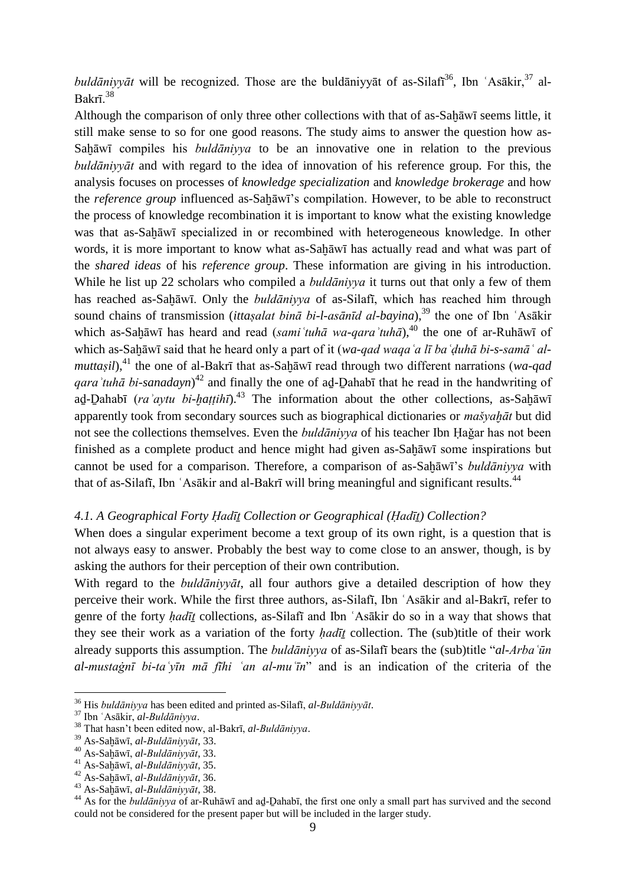*buldāniyyāt* will be recognized. Those are the buldāniyyāt of as-Silafī[36], Ibn ʿAsākir,[37] al-Bakrī.[38]

Although the comparison of only three other collections with that of as-Saḫāwī seems little, it still make sense to so for one good reasons. The study aims to answer the question how as-Saḫāwī compiles his *buldāniyya* to be an innovative one in relation to the previous *buldāniyyāt* and with regard to the idea of innovation of his reference group. For this, the analysis focuses on processes of *knowledge specialization* and *knowledge brokerage* and how the *reference group* influenced as-Saḫāwī's compilation. However, to be able to reconstruct the process of knowledge recombination it is important to know what the existing knowledge was that as-Saḫāwī specialized in or recombined with heterogeneous knowledge. In other words, it is more important to know what as-Saḫāwī has actually read and what was part of the *shared ideas* of his *reference group*. These information are giving in his introduction. While he list up 22 scholars who compiled a *buldāniyya* it turns out that only a few of them has reached as-Saḫāwī. Only the *buldāniyya* of as-Silafī, which has reached him through sound chains of transmission (*ittaṣalat binā bi-l-asānīd al-bayina*),[39] the one of Ibn ʿAsākir which as-Saḫāwī has heard and read (*samiʿtuhā wa-qaraʾtuhā*),[40] the one of ar-Ruhāwī of which as-Saḫāwī said that he heard only a part of it (*wa-qad waqaʿa lī baʿḍuhā bi-s-samāʿ al-muttaṣil*),[41] the one of al-Bakrī that as-Saḫāwī read through two different narrations (*wa-qad qaraʾtuhā bi-sanadayn*)[42] and finally the one of aḏ-Ḏahabī that he read in the handwriting of aḏ-Ḏahabī (*raʾaytu bi-ḫaṭṭihī*).[43] The information about the other collections, as-Saḫāwī apparently took from secondary sources such as biographical dictionaries or *mašyaḫāt* but did not see the collections themselves. Even the *buldāniyya* of his teacher Ibn Ḥağar has not been finished as a complete product and hence might had given as-Saḫāwī some inspirations but cannot be used for a comparison. Therefore, a comparison of as-Saḫāwī's *buldāniyya* with that of as-Silafī, Ibn ʿAsākir and al-Bakrī will bring meaningful and significant results.[44]

### *4.1. A Geographical Forty Ḥadīṯ Collection or Geographical (Ḥadīṯ) Collection?*

When does a singular experiment become a text group of its own right, is a question that is not always easy to answer. Probably the best way to come close to an answer, though, is by asking the authors for their perception of their own contribution.

With regard to the *buldāniyyāt*, all four authors give a detailed description of how they perceive their work. While the first three authors, as-Silafī, Ibn ʿAsākir and al-Bakrī, refer to genre of the forty *ḥadīṯ* collections, as-Silafī and Ibn ʿAsākir do so in a way that shows that they see their work as a variation of the forty *ḥadīṯ* collection. The (sub)title of their work already supports this assumption. The *buldāniyya* of as-Silafī bears the (sub)title "*al-Arbaʿūn al-mustaġnī bi-taʿyīn mā fīhi ʿan al-muʿīn*" and is an indication of the criteria of the

---

[36] His *buldāniyya* has been edited and printed as-Silafī, *al-Buldāniyyāt*.

[37] Ibn ʿAsākir, *al-Buldāniyya*.

[38] That hasn't been edited now, al-Bakrī, *al-Buldāniyya*.

[39] As-Saḫāwī, *al-Buldāniyyāt*, 33.

[40] As-Saḫāwī, *al-Buldāniyyāt*, 33.

[41] As-Saḫāwī, *al-Buldāniyyāt*, 35.

[42] As-Saḫāwī, *al-Buldāniyyāt*, 36.

[43] As-Saḫāwī, *al-Buldāniyyāt*, 38.

[44] As for the *buldāniyya* of ar-Ruhāwī and aḏ-Ḏahabī, the first one only a small part has survived and the second could not be considered for the present paper but will be included in the larger study.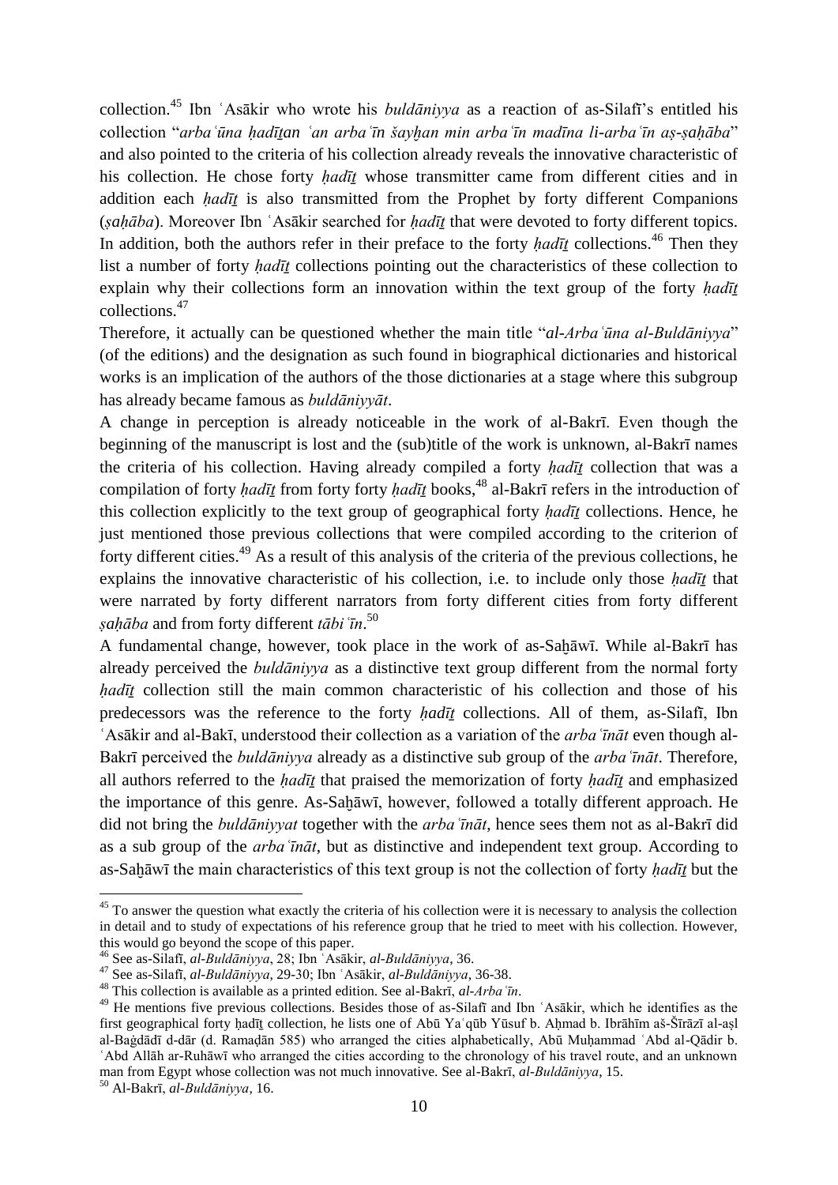collection.[45] Ibn ʿAsākir who wrote his *buldāniyya* as a reaction of as-Silafī's entitled his collection "*arbaʿūna ḥadīṯan ʿan arbaʿīn šayḫan min arbaʿīn madīna li-arbaʿīn aṣ-ṣaḥāba*" and also pointed to the criteria of his collection already reveals the innovative characteristic of his collection. He chose forty *ḥadīṯ* whose transmitter came from different cities and in addition each *ḥadīṯ* is also transmitted from the Prophet by forty different Companions (*ṣaḥāba*). Moreover Ibn ʿAsākir searched for *ḥadīṯ* that were devoted to forty different topics. In addition, both the authors refer in their preface to the forty *ḥadīṯ* collections.[46] Then they list a number of forty *ḥadīṯ* collections pointing out the characteristics of these collection to explain why their collections form an innovation within the text group of the forty *ḥadīṯ* collections.[47]

Therefore, it actually can be questioned whether the main title "*al-Arbaʿūna al-Buldāniyya*" (of the editions) and the designation as such found in biographical dictionaries and historical works is an implication of the authors of the those dictionaries at a stage where this subgroup has already became famous as *buldāniyyāt*.

A change in perception is already noticeable in the work of al-Bakrī. Even though the beginning of the manuscript is lost and the (sub)title of the work is unknown, al-Bakrī names the criteria of his collection. Having already compiled a forty *ḥadīṯ* collection that was a compilation of forty *ḥadīṯ* from forty forty *ḥadīṯ* books,[48] al-Bakrī refers in the introduction of this collection explicitly to the text group of geographical forty *ḥadīṯ* collections. Hence, he just mentioned those previous collections that were compiled according to the criterion of forty different cities.[49] As a result of this analysis of the criteria of the previous collections, he explains the innovative characteristic of his collection, i.e. to include only those *ḥadīṯ* that were narrated by forty different narrators from forty different cities from forty different *ṣaḥāba* and from forty different *tābiʿīn*.[50]

A fundamental change, however, took place in the work of as-Saḫāwī. While al-Bakrī has already perceived the *buldāniyya* as a distinctive text group different from the normal forty *ḥadīṯ* collection still the main common characteristic of his collection and those of his predecessors was the reference to the forty *ḥadīṯ* collections. All of them, as-Silafī, Ibn ʿAsākir and al-Bakī, understood their collection as a variation of the *arbaʿīnāt* even though al-Bakrī perceived the *buldāniyya* already as a distinctive sub group of the *arbaʿīnāt*. Therefore, all authors referred to the *ḥadīṯ* that praised the memorization of forty *ḥadīṯ* and emphasized the importance of this genre. As-Saḫāwī, however, followed a totally different approach. He did not bring the *buldāniyyat* together with the *arbaʿīnāt*, hence sees them not as al-Bakrī did as a sub group of the *arbaʿīnāt*, but as distinctive and independent text group. According to as-Saḫāwī the main characteristics of this text group is not the collection of forty *ḥadīṯ* but the

---

[45] To answer the question what exactly the criteria of his collection were it is necessary to analysis the collection in detail and to study of expectations of his reference group that he tried to meet with his collection. However, this would go beyond the scope of this paper.

[46] See as-Silafī, *al-Buldāniyya*, 28; Ibn ʿAsākir, *al-Buldāniyya*, 36.

[47] See as-Silafī, *al-Buldāniyya*, 29-30; Ibn ʿAsākir, *al-Buldāniyya*, 36-38.

[48] This collection is available as a printed edition. See al-Bakrī, *al-Arbaʿīn*.

[49] He mentions five previous collections. Besides those of as-Silafī and Ibn ʿAsākir, which he identifies as the first geographical forty ḥadīṯ collection, he lists one of Abū Yaʿqūb Yūsuf b. Aḥmad b. Ibrāhīm aš-Šīrāzī al-aṣl al-Baġdādī d-dār (d. Ramaḍān 585) who arranged the cities alphabetically, Abū Muḥammad ʿAbd al-Qādir b. ʿAbd Allāh ar-Ruhāwī who arranged the cities according to the chronology of his travel route, and an unknown man from Egypt whose collection was not much innovative. See al-Bakrī, *al-Buldāniyya*, 15.

[50] Al-Bakrī, *al-Buldāniyya*, 16.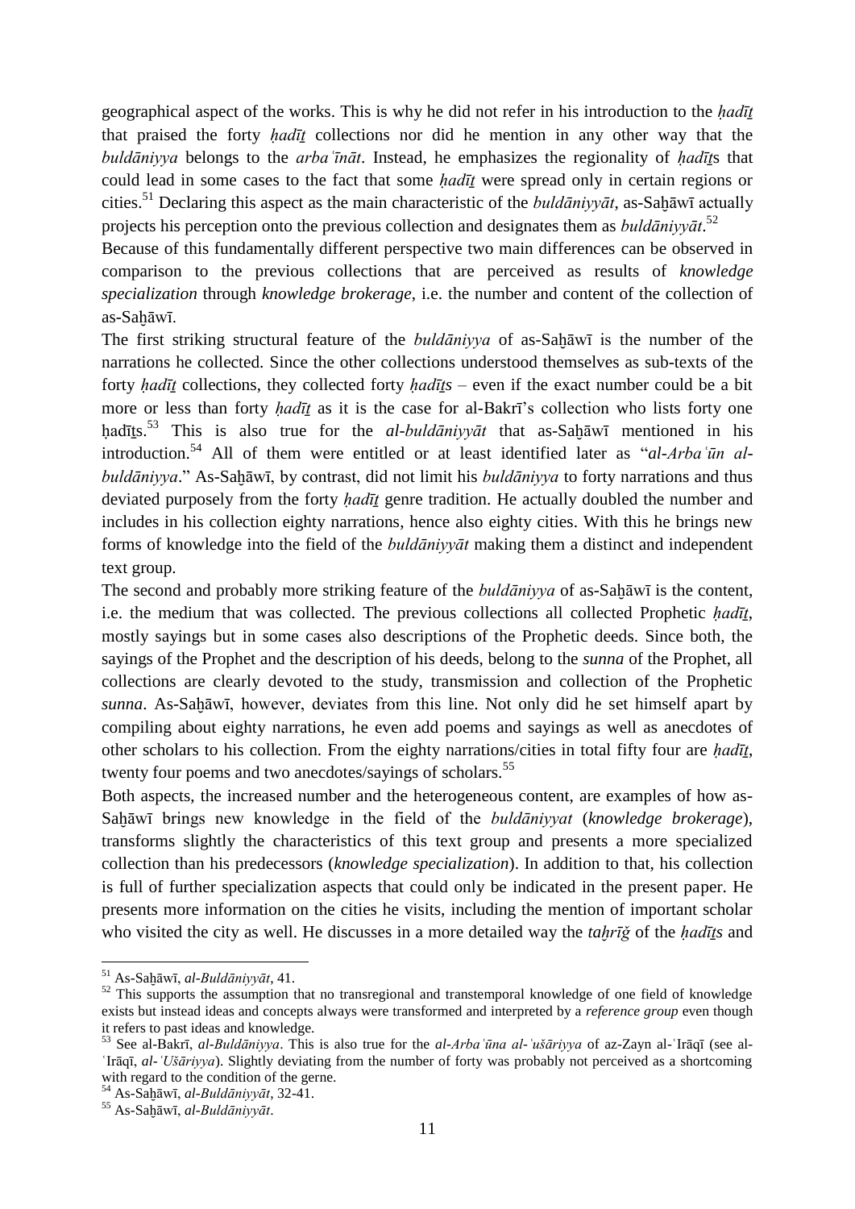geographical aspect of the works. This is why he did not refer in his introduction to the *ḥadīṯ* that praised the forty *ḥadīṯ* collections nor did he mention in any other way that the *buldāniyya* belongs to the *arbaʿīnāt*. Instead, he emphasizes the regionality of *ḥadīṯ*s that could lead in some cases to the fact that some *ḥadīṯ* were spread only in certain regions or cities.[51] Declaring this aspect as the main characteristic of the *buldāniyyāt*, as-Saḫāwī actually projects his perception onto the previous collection and designates them as *buldāniyyāt*.[52]

Because of this fundamentally different perspective two main differences can be observed in comparison to the previous collections that are perceived as results of *knowledge specialization* through *knowledge brokerage*, i.e. the number and content of the collection of as-Saḫāwī.

The first striking structural feature of the *buldāniyya* of as-Saḫāwī is the number of the narrations he collected. Since the other collections understood themselves as sub-texts of the forty *ḥadīṯ* collections, they collected forty *ḥadīṯs* – even if the exact number could be a bit more or less than forty *ḥadīṯ* as it is the case for al-Bakrī's collection who lists forty one ḥadīṯs.[53] This is also true for the *al-buldāniyyāt* that as-Saḫāwī mentioned in his introduction.[54] All of them were entitled or at least identified later as "*al-Arbaʿūn al-buldāniyya*." As-Saḫāwī, by contrast, did not limit his *buldāniyya* to forty narrations and thus deviated purposely from the forty *ḥadīṯ* genre tradition. He actually doubled the number and includes in his collection eighty narrations, hence also eighty cities. With this he brings new forms of knowledge into the field of the *buldāniyyāt* making them a distinct and independent text group.

The second and probably more striking feature of the *buldāniyya* of as-Saḫāwī is the content, i.e. the medium that was collected. The previous collections all collected Prophetic *ḥadīṯ*, mostly sayings but in some cases also descriptions of the Prophetic deeds. Since both, the sayings of the Prophet and the description of his deeds, belong to the *sunna* of the Prophet, all collections are clearly devoted to the study, transmission and collection of the Prophetic *sunna*. As-Saḫāwī, however, deviates from this line. Not only did he set himself apart by compiling about eighty narrations, he even add poems and sayings as well as anecdotes of other scholars to his collection. From the eighty narrations/cities in total fifty four are *ḥadīṯ*, twenty four poems and two anecdotes/sayings of scholars.[55]

Both aspects, the increased number and the heterogeneous content, are examples of how as-Saḫāwī brings new knowledge in the field of the *buldāniyyat* (*knowledge brokerage*), transforms slightly the characteristics of this text group and presents a more specialized collection than his predecessors (*knowledge specialization*). In addition to that, his collection is full of further specialization aspects that could only be indicated in the present paper. He presents more information on the cities he visits, including the mention of important scholar who visited the city as well. He discusses in a more detailed way the *taḫrīǧ* of the *ḥadīṯs* and

---

[51] As-Saḫāwī, *al-Buldāniyyāt*, 41.

[52] This supports the assumption that no transregional and transtemporal knowledge of one field of knowledge exists but instead ideas and concepts always were transformed and interpreted by a *reference group* even though it refers to past ideas and knowledge.

[53] See al-Bakrī, *al-Buldāniyya*. This is also true for the *al-Arbaʿūna al-ʿušāriyya* of az-Zayn al-ʿIrāqī (see al-ʿIrāqī, *al-ʿUšāriyya*). Slightly deviating from the number of forty was probably not perceived as a shortcoming with regard to the condition of the gerne.

[54] As-Saḫāwī, *al-Buldāniyyāt*, 32-41.

[55] As-Saḫāwī, *al-Buldāniyyāt*.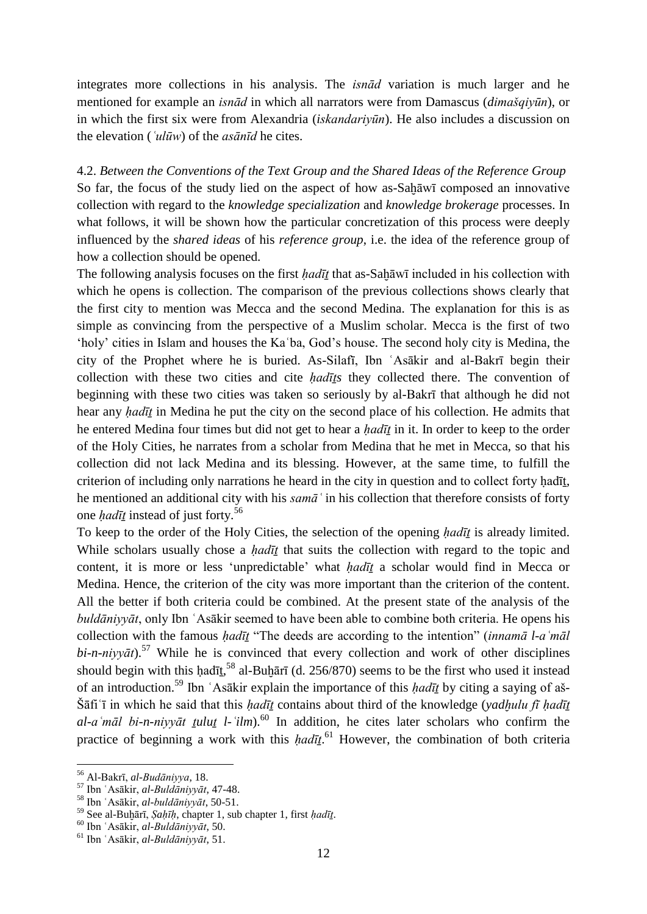integrates more collections in his analysis. The *isnād* variation is much larger and he mentioned for example an *isnād* in which all narrators were from Damascus (*dimašqiyūn*), or in which the first six were from Alexandria (*iskandariyūn*). He also includes a discussion on the elevation (*ʿulūw*) of the *asānīd* he cites.

4.2. *Between the Conventions of the Text Group and the Shared Ideas of the Reference Group*

So far, the focus of the study lied on the aspect of how as-Saḫāwī composed an innovative collection with regard to the *knowledge specialization* and *knowledge brokerage* processes. In what follows, it will be shown how the particular concretization of this process were deeply influenced by the *shared ideas* of his *reference group*, i.e. the idea of the reference group of how a collection should be opened.

The following analysis focuses on the first *ḥadīṯ* that as-Saḫāwī included in his collection with which he opens is collection. The comparison of the previous collections shows clearly that the first city to mention was Mecca and the second Medina. The explanation for this is as simple as convincing from the perspective of a Muslim scholar. Mecca is the first of two 'holy' cities in Islam and houses the Kaʿba, God's house. The second holy city is Medina, the city of the Prophet where he is buried. As-Silafī, Ibn ʿAsākir and al-Bakrī begin their collection with these two cities and cite *ḥadīṯs* they collected there. The convention of beginning with these two cities was taken so seriously by al-Bakrī that although he did not hear any *ḥadīṯ* in Medina he put the city on the second place of his collection. He admits that he entered Medina four times but did not get to hear a *ḥadīṯ* in it. In order to keep to the order of the Holy Cities, he narrates from a scholar from Medina that he met in Mecca, so that his collection did not lack Medina and its blessing. However, at the same time, to fulfill the criterion of including only narrations he heard in the city in question and to collect forty ḥadīṯ, he mentioned an additional city with his *samāʿ* in his collection that therefore consists of forty one *ḥadīṯ* instead of just forty.[56]

To keep to the order of the Holy Cities, the selection of the opening *ḥadīṯ* is already limited. While scholars usually chose a *ḥadīṯ* that suits the collection with regard to the topic and content, it is more or less 'unpredictable' what *ḥadīṯ* a scholar would find in Mecca or Medina. Hence, the criterion of the city was more important than the criterion of the content. All the better if both criteria could be combined. At the present state of the analysis of the *buldāniyyāt*, only Ibn ʿAsākir seemed to have been able to combine both criteria. He opens his collection with the famous *ḥadīṯ* "The deeds are according to the intention" (*innamā l-aʿmāl bi-n-niyyāt*).[57] While he is convinced that every collection and work of other disciplines should begin with this ḥadīṯ,[58] al-Buḫārī (d. 256/870) seems to be the first who used it instead of an introduction.[59] Ibn ʿAsākir explain the importance of this *ḥadīṯ* by citing a saying of aš-Šāfiʿī in which he said that this *ḥadīṯ* contains about third of the knowledge (*yadḫulu fī ḥadīṯ al-aʿmāl bi-n-niyyāt ṯuluṯ l-ʿilm*).[60] In addition, he cites later scholars who confirm the practice of beginning a work with this *ḥadīṯ*.[61] However, the combination of both criteria

---

[56] Al-Bakrī, *al-Budāniyya*, 18.

[57] Ibn ʿAsākir, *al-Buldāniyyāt*, 47-48.

[58] Ibn ʿAsākir, *al-buldāniyyāt*, 50-51.

[59] See al-Buḫārī, *Ṣaḥīḥ*, chapter 1, sub chapter 1, first *ḥadīṯ*.

[60] Ibn ʿAsākir, *al-Buldāniyyāt*, 50.

[61] Ibn ʿAsākir, *al-Buldāniyyāt*, 51.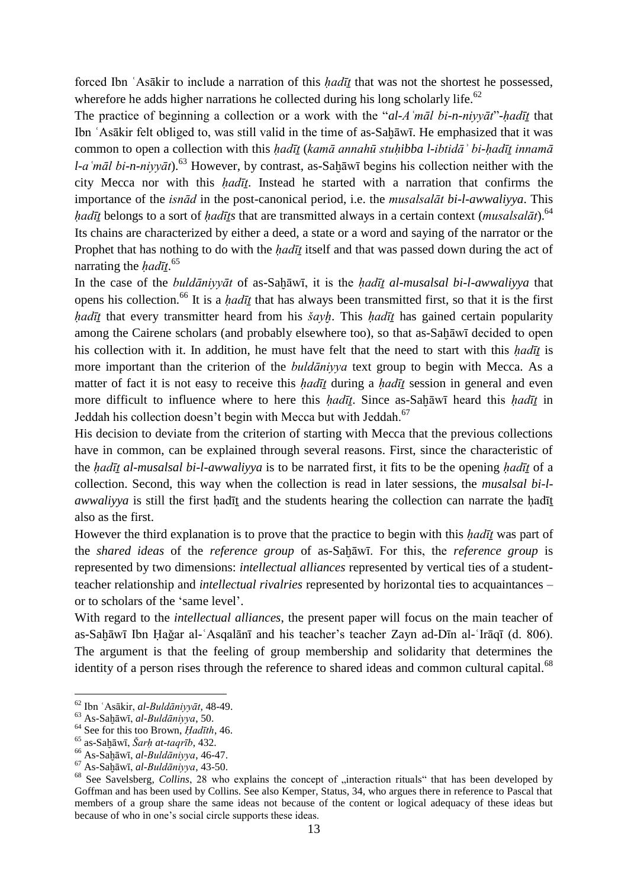forced Ibn ʿAsākir to include a narration of this *ḥadīṯ* that was not the shortest he possessed, wherefore he adds higher narrations he collected during his long scholarly life.[62]

The practice of beginning a collection or a work with the "*al-Aʿmāl bi-n-niyyāt*"-*ḥadīṯ* that Ibn ʿAsākir felt obliged to, was still valid in the time of as-Saḫāwī. He emphasized that it was common to open a collection with this *ḥadīṯ* (*kamā annahū stuḥibba l-ibtidāʾ bi-ḥadīṯ innamā l-aʿmāl bi-n-niyyāt*).[63] However, by contrast, as-Saḫāwī begins his collection neither with the city Mecca nor with this *ḥadīṯ*. Instead he started with a narration that confirms the importance of the *isnād* in the post-canonical period, i.e. the *musalsalāt bi-l-awwaliyya*. This *ḥadīṯ* belongs to a sort of *ḥadīṯs* that are transmitted always in a certain context (*musalsalāt*).[64] Its chains are characterized by either a deed, a state or a word and saying of the narrator or the Prophet that has nothing to do with the *ḥadīṯ* itself and that was passed down during the act of narrating the *ḥadīṯ*.[65]

In the case of the *buldāniyyāt* of as-Saḫāwī, it is the *ḥadīṯ al-musalsal bi-l-awwaliyya* that opens his collection.[66] It is a *ḥadīṯ* that has always been transmitted first, so that it is the first *ḥadīṯ* that every transmitter heard from his *šayḫ*. This *ḥadīṯ* has gained certain popularity among the Cairene scholars (and probably elsewhere too), so that as-Saḫāwī decided to open his collection with it. In addition, he must have felt that the need to start with this *ḥadīṯ* is more important than the criterion of the *buldāniyya* text group to begin with Mecca. As a matter of fact it is not easy to receive this *ḥadīṯ* during a *ḥadīṯ* session in general and even more difficult to influence where to here this *ḥadīṯ*. Since as-Saḫāwī heard this *ḥadīṯ* in Jeddah his collection doesn't begin with Mecca but with Jeddah.[67]

His decision to deviate from the criterion of starting with Mecca that the previous collections have in common, can be explained through several reasons. First, since the characteristic of the *ḥadīṯ al-musalsal bi-l-awwaliyya* is to be narrated first, it fits to be the opening *ḥadīṯ* of a collection. Second, this way when the collection is read in later sessions, the *musalsal bi-l-awwaliyya* is still the first ḥadīṯ and the students hearing the collection can narrate the ḥadīṯ also as the first.

However the third explanation is to prove that the practice to begin with this *ḥadīṯ* was part of the *shared ideas* of the *reference group* of as-Saḫāwī. For this, the *reference group* is represented by two dimensions: *intellectual alliances* represented by vertical ties of a student-teacher relationship and *intellectual rivalries* represented by horizontal ties to acquaintances – or to scholars of the 'same level'.

With regard to the *intellectual alliances*, the present paper will focus on the main teacher of as-Saḫāwī Ibn Ḥaǧar al-ʿAsqalānī and his teacher's teacher Zayn ad-Dīn al-ʿIrāqī (d. 806). The argument is that the feeling of group membership and solidarity that determines the identity of a person rises through the reference to shared ideas and common cultural capital.[68]

---

[62] Ibn ʿAsākir, *al-Buldāniyyāt*, 48-49.

[63] As-Saḫāwī, *al-Buldāniyya*, 50.

[64] See for this too Brown, *Ḥadīth*, 46.

[65] as-Saḫāwī, *Šarḥ at-taqrīb*, 432.

[66] As-Saḫāwī, *al-Buldāniyya*, 46-47.

[67] As-Saḫāwī, *al-Buldāniyya*, 43-50.

[68] See Savelsberg, *Collins*, 28 who explains the concept of „interaction rituals" that has been developed by Goffman and has been used by Collins. See also Kemper, Status, 34, who argues there in reference to Pascal that members of a group share the same ideas not because of the content or logical adequacy of these ideas but because of who in one's social circle supports these ideas.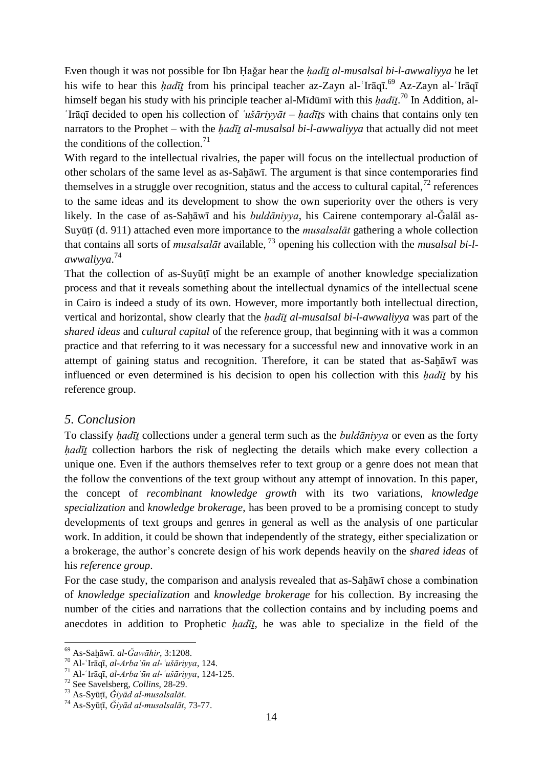Even though it was not possible for Ibn Ḥağar hear the *ḥadīṯ al-musalsal bi-l-awwaliyya* he let his wife to hear this *ḥadīṯ* from his principal teacher az-Zayn al-ʿIrāqī.[69] Az-Zayn al-ʿIrāqī himself began his study with his principle teacher al-Mīdūmī with this *ḥadīṯ*.[70] In Addition, al-ʿIrāqī decided to open his collection of *ʿušāriyyāt* – *ḥadīṯs* with chains that contains only ten narrators to the Prophet – with the *ḥadīṯ al-musalsal bi-l-awwaliyya* that actually did not meet the conditions of the collection.[71]

With regard to the intellectual rivalries, the paper will focus on the intellectual production of other scholars of the same level as as-Saḫāwī. The argument is that since contemporaries find themselves in a struggle over recognition, status and the access to cultural capital,[72] references to the same ideas and its development to show the own superiority over the others is very likely. In the case of as-Saḫāwī and his *buldāniyya*, his Cairene contemporary al-Ǧalāl as-Suyūṭī (d. 911) attached even more importance to the *musalsalāt* gathering a whole collection that contains all sorts of *musalsalāt* available,[73] opening his collection with the *musalsal bi-l-awwaliyya*.[74]

That the collection of as-Suyūṭī might be an example of another knowledge specialization process and that it reveals something about the intellectual dynamics of the intellectual scene in Cairo is indeed a study of its own. However, more importantly both intellectual direction, vertical and horizontal, show clearly that the *ḥadīṯ al-musalsal bi-l-awwaliyya* was part of the *shared ideas* and *cultural capital* of the reference group, that beginning with it was a common practice and that referring to it was necessary for a successful new and innovative work in an attempt of gaining status and recognition. Therefore, it can be stated that as-Saḫāwī was influenced or even determined is his decision to open his collection with this *ḥadīṯ* by his reference group.

## *5. Conclusion*

To classify *ḥadīṯ* collections under a general term such as the *buldāniyya* or even as the forty *ḥadīṯ* collection harbors the risk of neglecting the details which make every collection a unique one. Even if the authors themselves refer to text group or a genre does not mean that the follow the conventions of the text group without any attempt of innovation. In this paper, the concept of *recombinant knowledge growth* with its two variations, *knowledge specialization* and *knowledge brokerage*, has been proved to be a promising concept to study developments of text groups and genres in general as well as the analysis of one particular work. In addition, it could be shown that independently of the strategy, either specialization or a brokerage, the author's concrete design of his work depends heavily on the *shared ideas* of his *reference group*.

For the case study, the comparison and analysis revealed that as-Saḫāwī chose a combination of *knowledge specialization* and *knowledge brokerage* for his collection. By increasing the number of the cities and narrations that the collection contains and by including poems and anecdotes in addition to Prophetic *ḥadīṯ*, he was able to specialize in the field of the

---

[69] As-Saḫāwī. *al-Ǧawāhir*, 3:1208.

[70] Al-ʿIrāqī, *al-Arbaʿūn al-ʿušāriyya*, 124.

[71] Al-ʿIrāqī, *al-Arbaʿūn al-ʿušāriyya*, 124-125.

[72] See Savelsberg, *Collins*, 28-29.

[73] As-Syūṭī, *Ǧiyād al-musalsalāt*.

[74] As-Syūṭī, *Ǧiyād al-musalsalāt*, 73-77.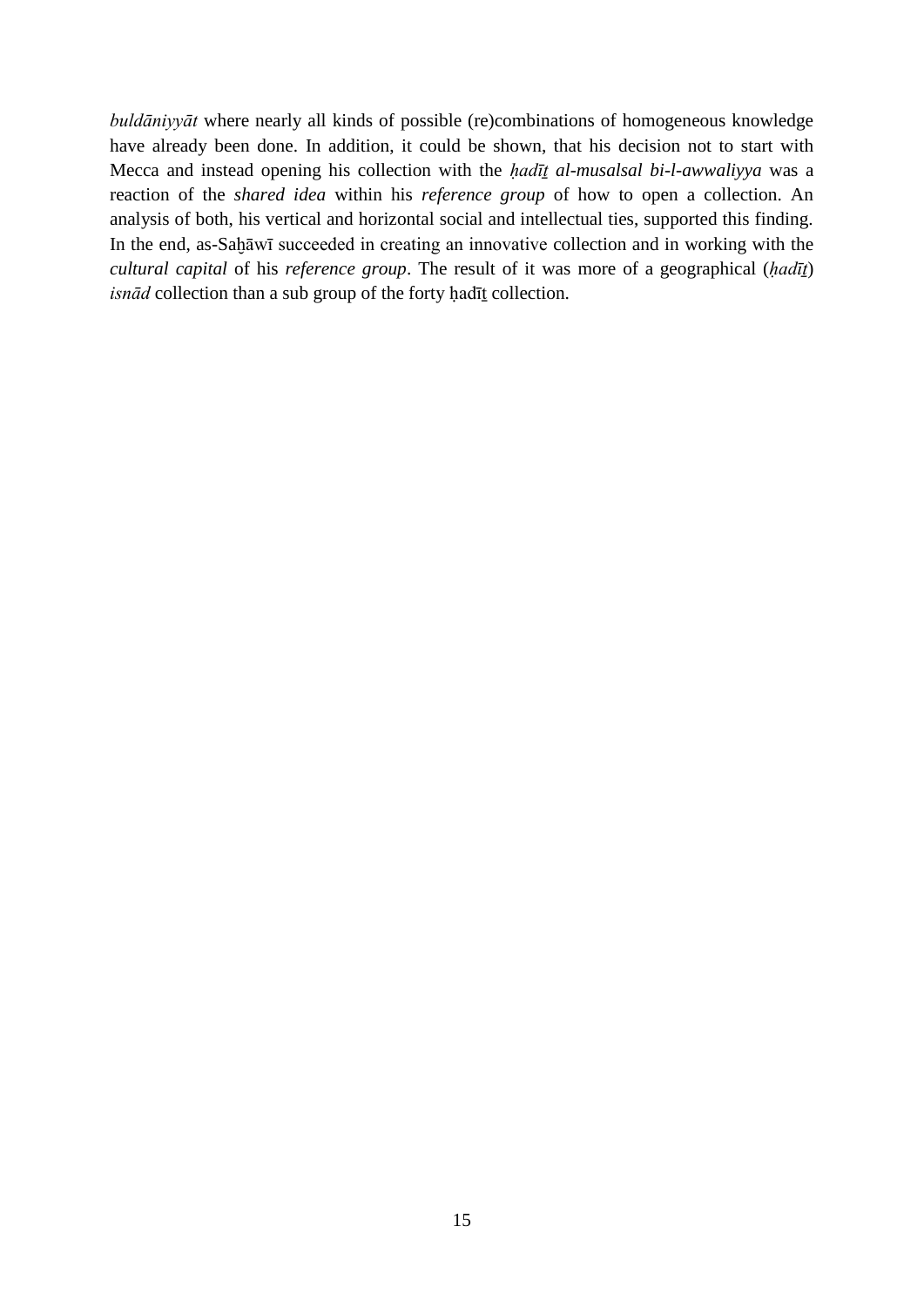*buldāniyyāt* where nearly all kinds of possible (re)combinations of homogeneous knowledge have already been done. In addition, it could be shown, that his decision not to start with Mecca and instead opening his collection with the *ḥadīṯ al-musalsal bi-l-awwaliyya* was a reaction of the *shared idea* within his *reference group* of how to open a collection. An analysis of both, his vertical and horizontal social and intellectual ties, supported this finding. In the end, as-Saḫāwī succeeded in creating an innovative collection and in working with the *cultural capital* of his *reference group*. The result of it was more of a geographical (*ḥadīṯ*) *isnād* collection than a sub group of the forty ḥadīṯ collection.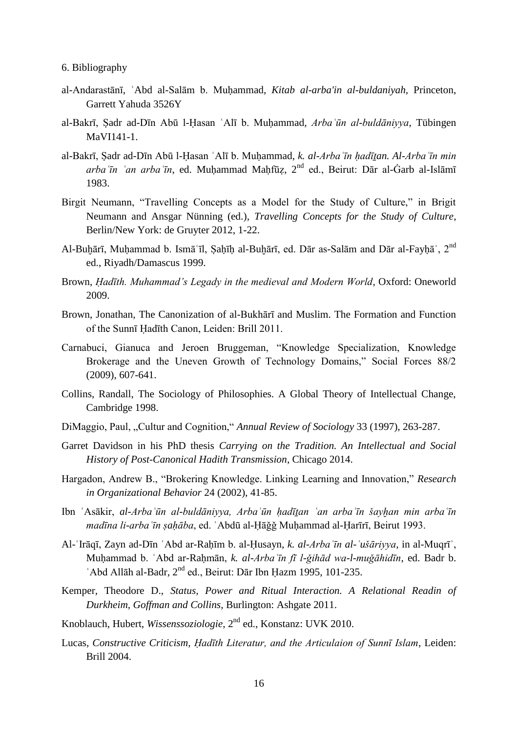6. Bibliography

al-Andarastānī, ʿAbd al-Salām b. Muḥammad, *Kitab al-arba'in al-buldaniyah*, Princeton, Garrett Yahuda 3526Y

al-Bakrī, Ṣadr ad-Dīn Abū l-Ḥasan ʿAlī b. Muḥammad, *Arbaʿūn al-buldāniyya*, Tübingen MaVI141-1.

al-Bakrī, Ṣadr ad-Dīn Abū l-Ḥasan ʿAlī b. Muḥammad, *k. al-Arbaʿīn ḥadīṯan. Al-Arbaʿīn min arbaʿīn ʿan arbaʿīn*, ed. Muḥammad Maḥfūẓ, 2nd ed., Beirut: Dār al-Ġarb al-Islāmī 1983.

Birgit Neumann, "Travelling Concepts as a Model for the Study of Culture," in Brigit Neumann and Ansgar Nünning (ed.), *Travelling Concepts for the Study of Culture*, Berlin/New York: de Gruyter 2012, 1-22.

Al-Buḫārī, Muḥammad b. Ismāʿīl, Ṣaḥīḥ al-Buḫārī, ed. Dār as-Salām and Dār al-Fayḥāʾ, 2nd ed., Riyadh/Damascus 1999.

Brown, *Ḥadīth. Muhammad's Legady in the medieval and Modern World*, Oxford: Oneworld 2009.

Brown, Jonathan, The Canonization of al-Bukhārī and Muslim. The Formation and Function of the Sunnī Ḥadīth Canon, Leiden: Brill 2011.

Carnabuci, Gianuca and Jeroen Bruggeman, "Knowledge Specialization, Knowledge Brokerage and the Uneven Growth of Technology Domains," Social Forces 88/2 (2009), 607-641.

Collins, Randall, The Sociology of Philosophies. A Global Theory of Intellectual Change, Cambridge 1998.

DiMaggio, Paul, „Cultur and Cognition," *Annual Review of Sociology* 33 (1997), 263-287.

Garret Davidson in his PhD thesis *Carrying on the Tradition. An Intellectual and Social History of Post-Canonical Hadith Transmission*, Chicago 2014.

Hargadon, Andrew B., "Brokering Knowledge. Linking Learning and Innovation," *Research in Organizational Behavior* 24 (2002), 41-85.

Ibn ʿAsākir, *al-Arbaʿūn al-buldāniyya, Arbaʿūn ḥadīṯan ʿan arbaʿīn šayḫan min arbaʿīn madīna li-arbaʿīn ṣaḥāba*, ed. ʿAbdū al-Ḥāǧǧ Muḥammad al-Ḥarīrī, Beirut 1993.

Al-ʿIrāqī, Zayn ad-Dīn ʿAbd ar-Raḥīm b. al-Ḥusayn, *k. al-Arbaʿīn al-ʿušāriyya*, in al-Muqrīʾ, Muḥammad b. ʿAbd ar-Raḥmān, *k. al-Arbaʿīn fī l-ǧihād wa-l-muǧāhidīn*, ed. Badr b. ʿAbd Allāh al-Badr, 2nd ed., Beirut: Dār Ibn Ḥazm 1995, 101-235.

Kemper, Theodore D., *Status, Power and Ritual Interaction. A Relational Readin of Durkheim, Goffman and Collins*, Burlington: Ashgate 2011.

Knoblauch, Hubert, *Wissenssoziologie*, 2nd ed., Konstanz: UVK 2010.

Lucas, *Constructive Criticism, Ḥadīth Literatur, and the Articulaion of Sunnī Islam*, Leiden: Brill 2004.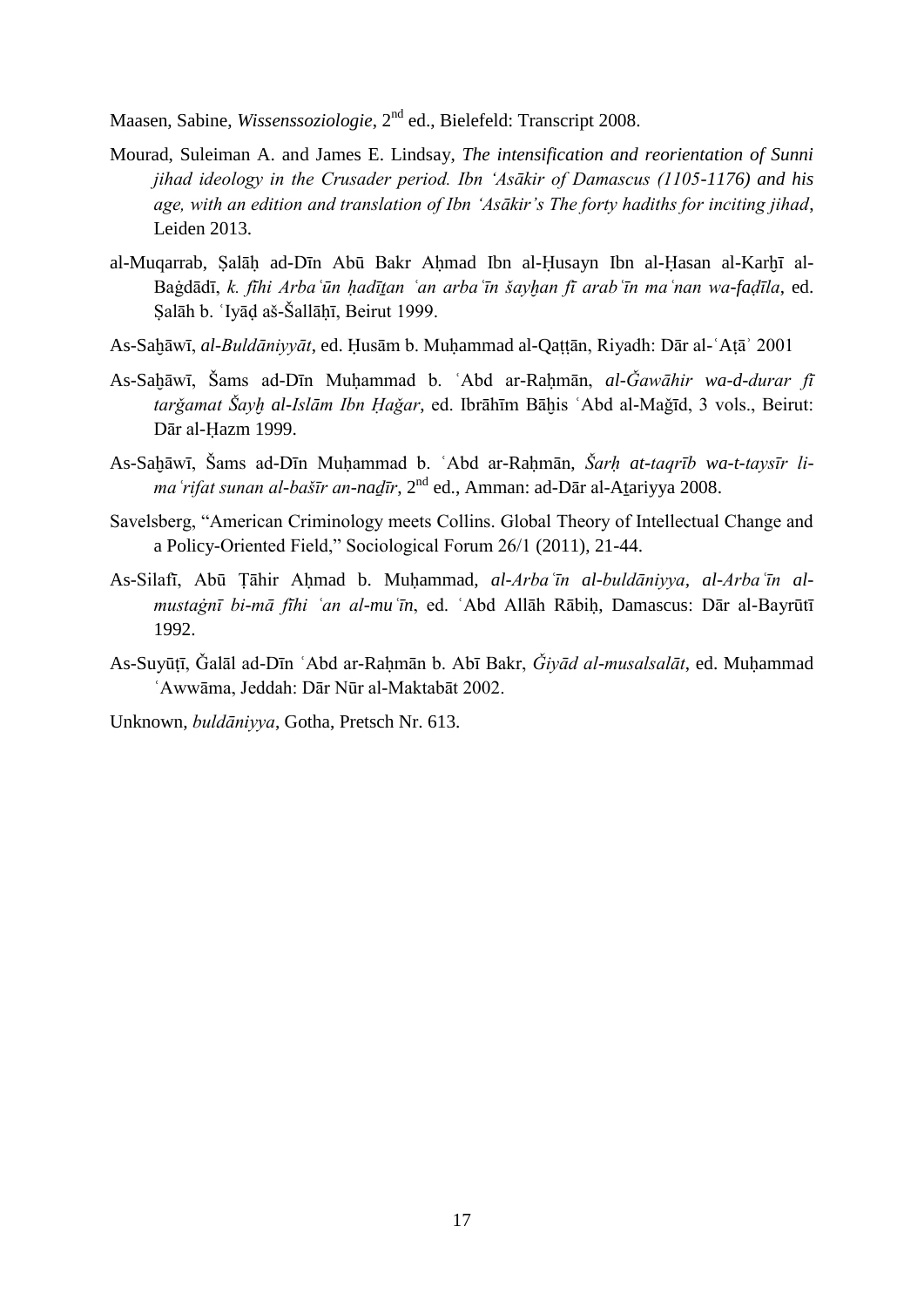Maasen, Sabine, *Wissenssoziologie*, 2nd ed., Bielefeld: Transcript 2008.

Mourad, Suleiman A. and James E. Lindsay, *The intensification and reorientation of Sunni jihad ideology in the Crusader period. Ibn 'Asākir of Damascus (1105-1176) and his age, with an edition and translation of Ibn 'Asākir's The forty hadiths for inciting jihad*, Leiden 2013.

al-Muqarrab, Ṣalāḥ ad-Dīn Abū Bakr Aḥmad Ibn al-Ḥusayn Ibn al-Ḥasan al-Karḫī al-Baġdādī, *k. fīhi Arbaʿūn ḥadīṯan ʿan arbaʿīn šayḫan fī arbaʿīn maʿnan wa-faḍīla*, ed. Ṣalāh b. ʿIyāḍ aš-Šallāḥī, Beirut 1999.

As-Saḫāwī, *al-Buldāniyyāt*, ed. Ḥusām b. Muḥammad al-Qaṭṭān, Riyadh: Dār al-ʿAṭāʾ 2001

As-Saḫāwī, Šams ad-Dīn Muḥammad b. ʿAbd ar-Raḥmān, *al-Ǧawāhir wa-d-durar fī tarǧamat Šayḫ al-Islām Ibn Ḥaǧar*, ed. Ibrāhīm Bāḫis ʿAbd al-Maǧīd, 3 vols., Beirut: Dār al-Ḥazm 1999.

As-Saḫāwī, Šams ad-Dīn Muḥammad b. ʿAbd ar-Raḥmān, *Šarḥ at-taqrīb wa-t-taysīr li-maʿrifat sunan al-bašīr an-naḏīr*, 2nd ed., Amman: ad-Dār al-Aṯariyya 2008.

Savelsberg, "American Criminology meets Collins. Global Theory of Intellectual Change and a Policy-Oriented Field," Sociological Forum 26/1 (2011), 21-44.

As-Silafī, Abū Ṭāhir Aḥmad b. Muḥammad, *al-Arbaʿīn al-buldāniyya*, *al-Arbaʿīn al-mustaġnī bi-mā fīhi ʿan al-muʿīn*, ed. ʿAbd Allāh Rābiḥ, Damascus: Dār al-Bayrūtī 1992.

As-Suyūṭī, Ǧalāl ad-Dīn ʿAbd ar-Raḥmān b. Abī Bakr, *Ǧiyād al-musalsalāt*, ed. Muḥammad ʿAwwāma, Jeddah: Dār Nūr al-Maktabāt 2002.

Unknown, *buldāniyya*, Gotha, Pretsch Nr. 613.